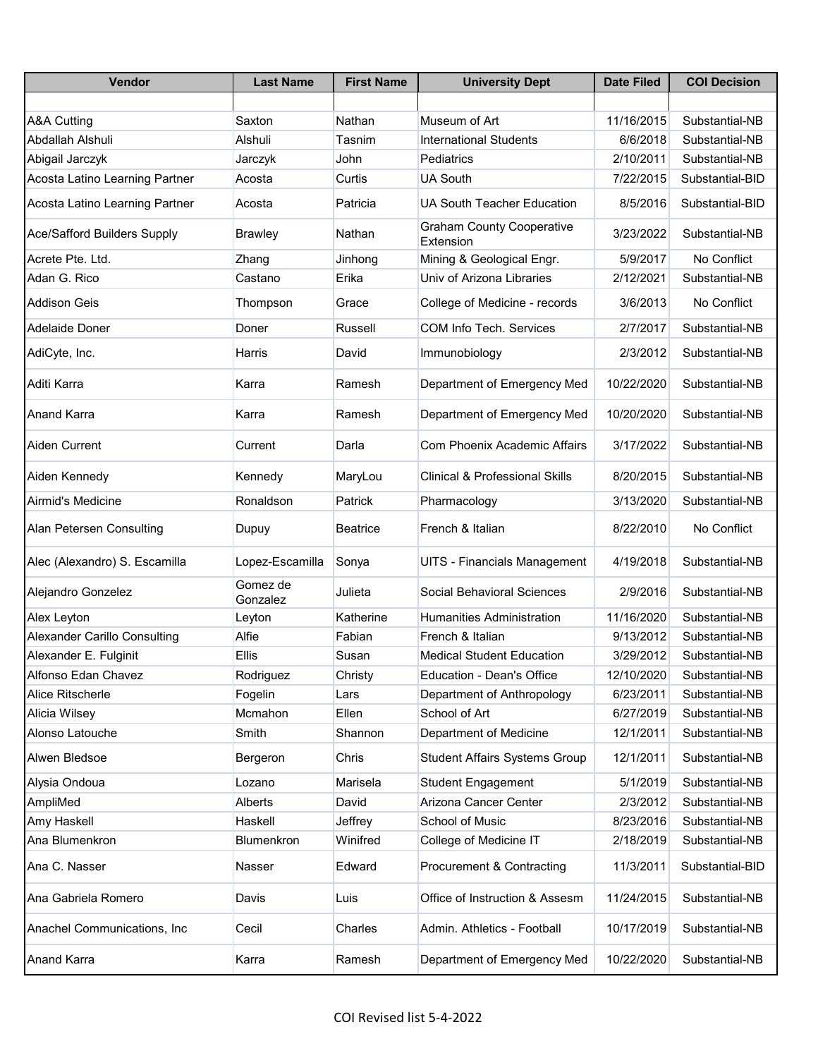| Vendor | Last Name | First Name | University Dept | Date Filed | COI Decision |
|---|---|---|---|---|---|
| | | | | | |
| A&A Cutting | Saxton | Nathan | Museum of Art | 11/16/2015 | Substantial-NB |
| Abdallah Alshuli | Alshuli | Tasnim | International Students | 6/6/2018 | Substantial-NB |
| Abigail Jarczyk | Jarczyk | John | Pediatrics | 2/10/2011 | Substantial-NB |
| Acosta Latino Learning Partner | Acosta | Curtis | UA South | 7/22/2015 | Substantial-BID |
| Acosta Latino Learning Partner | Acosta | Patricia | UA South Teacher Education | 8/5/2016 | Substantial-BID |
| Ace/Safford Builders Supply | Brawley | Nathan | Graham County Cooperative Extension | 3/23/2022 | Substantial-NB |
| Acrete Pte. Ltd. | Zhang | Jinhong | Mining & Geological Engr. | 5/9/2017 | No Conflict |
| Adan G. Rico | Castano | Erika | Univ of Arizona Libraries | 2/12/2021 | Substantial-NB |
| Addison Geis | Thompson | Grace | College of Medicine - records | 3/6/2013 | No Conflict |
| Adelaide Doner | Doner | Russell | COM Info Tech. Services | 2/7/2017 | Substantial-NB |
| AdiCyte, Inc. | Harris | David | Immunobiology | 2/3/2012 | Substantial-NB |
| Aditi Karra | Karra | Ramesh | Department of Emergency Med | 10/22/2020 | Substantial-NB |
| Anand Karra | Karra | Ramesh | Department of Emergency Med | 10/20/2020 | Substantial-NB |
| Aiden Current | Current | Darla | Com Phoenix Academic Affairs | 3/17/2022 | Substantial-NB |
| Aiden Kennedy | Kennedy | MaryLou | Clinical & Professional Skills | 8/20/2015 | Substantial-NB |
| Airmid's Medicine | Ronaldson | Patrick | Pharmacology | 3/13/2020 | Substantial-NB |
| Alan Petersen Consulting | Dupuy | Beatrice | French & Italian | 8/22/2010 | No Conflict |
| Alec (Alexandro) S. Escamilla | Lopez-Escamilla | Sonya | UITS - Financials Management | 4/19/2018 | Substantial-NB |
| Alejandro Gonzelez | Gomez de Gonzalez | Julieta | Social Behavioral Sciences | 2/9/2016 | Substantial-NB |
| Alex Leyton | Leyton | Katherine | Humanities Administration | 11/16/2020 | Substantial-NB |
| Alexander Carillo Consulting | Alfie | Fabian | French & Italian | 9/13/2012 | Substantial-NB |
| Alexander E. Fulginit | Ellis | Susan | Medical Student Education | 3/29/2012 | Substantial-NB |
| Alfonso Edan Chavez | Rodriguez | Christy | Education - Dean's Office | 12/10/2020 | Substantial-NB |
| Alice Ritscherle | Fogelin | Lars | Department of Anthropology | 6/23/2011 | Substantial-NB |
| Alicia Wilsey | Mcmahon | Ellen | School of Art | 6/27/2019 | Substantial-NB |
| Alonso Latouche | Smith | Shannon | Department of Medicine | 12/1/2011 | Substantial-NB |
| Alwen Bledsoe | Bergeron | Chris | Student Affairs Systems Group | 12/1/2011 | Substantial-NB |
| Alysia Ondoua | Lozano | Marisela | Student Engagement | 5/1/2019 | Substantial-NB |
| AmpliMed | Alberts | David | Arizona Cancer Center | 2/3/2012 | Substantial-NB |
| Amy Haskell | Haskell | Jeffrey | School of Music | 8/23/2016 | Substantial-NB |
| Ana Blumenkron | Blumenkron | Winifred | College of Medicine IT | 2/18/2019 | Substantial-NB |
| Ana C. Nasser | Nasser | Edward | Procurement & Contracting | 11/3/2011 | Substantial-BID |
| Ana Gabriela Romero | Davis | Luis | Office of Instruction & Assesm | 11/24/2015 | Substantial-NB |
| Anachel Communications, Inc | Cecil | Charles | Admin. Athletics - Football | 10/17/2019 | Substantial-NB |
| Anand Karra | Karra | Ramesh | Department of Emergency Med | 10/22/2020 | Substantial-NB |

COI Revised list 5-4-2022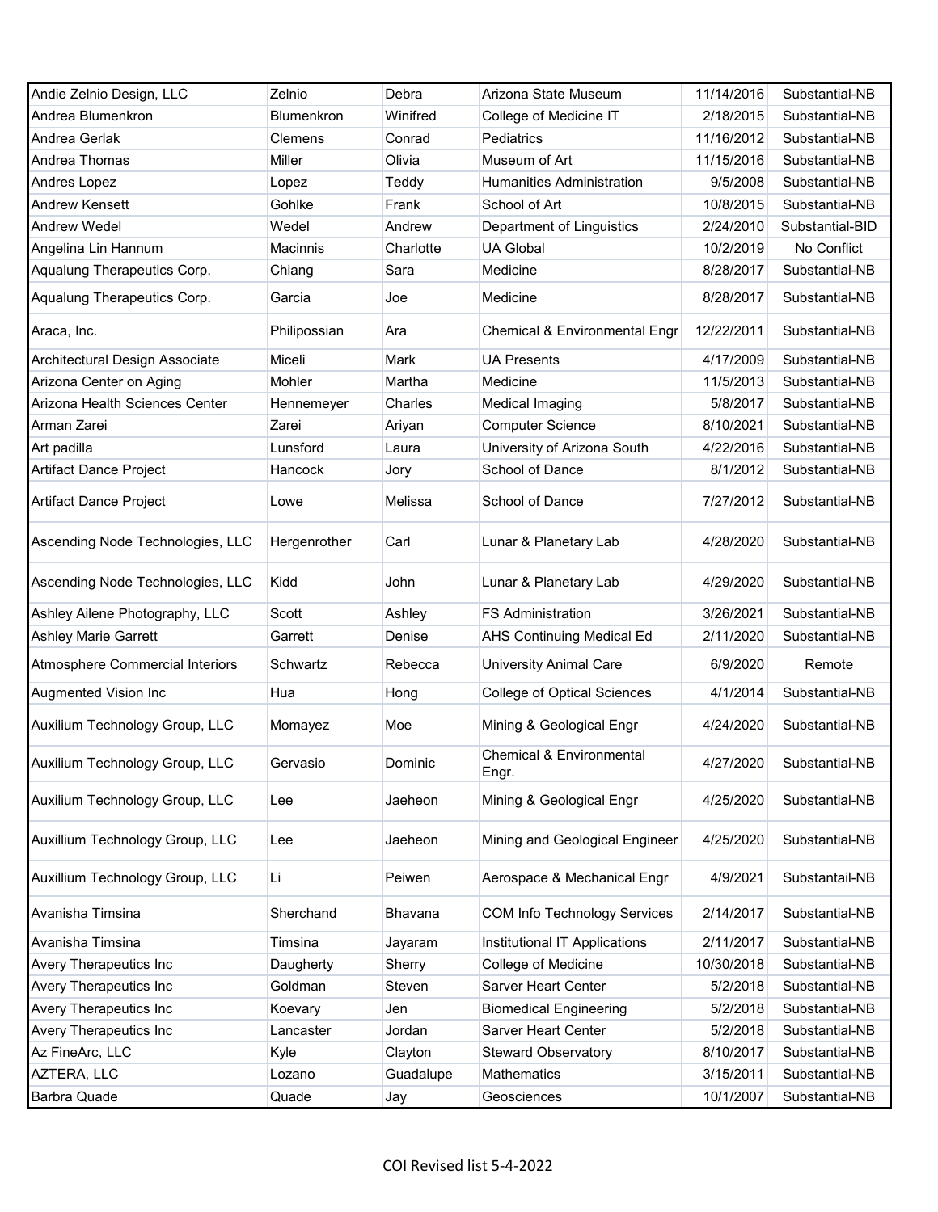| Andie Zelnio Design, LLC | Zelnio | Debra | Arizona State Museum | 11/14/2016 | Substantial-NB |
|---|---|---|---|---|---|
| Andrea Blumenkron | Blumenkron | Winifred | College of Medicine IT | 2/18/2015 | Substantial-NB |
| Andrea Gerlak | Clemens | Conrad | Pediatrics | 11/16/2012 | Substantial-NB |
| Andrea Thomas | Miller | Olivia | Museum of Art | 11/15/2016 | Substantial-NB |
| Andres Lopez | Lopez | Teddy | Humanities Administration | 9/5/2008 | Substantial-NB |
| Andrew Kensett | Gohlke | Frank | School of Art | 10/8/2015 | Substantial-NB |
| Andrew Wedel | Wedel | Andrew | Department of Linguistics | 2/24/2010 | Substantial-BID |
| Angelina Lin Hannum | Macinnis | Charlotte | UA Global | 10/2/2019 | No Conflict |
| Aqualung Therapeutics Corp. | Chiang | Sara | Medicine | 8/28/2017 | Substantial-NB |
| Aqualung Therapeutics Corp. | Garcia | Joe | Medicine | 8/28/2017 | Substantial-NB |
| Araca, Inc. | Philipossian | Ara | Chemical & Environmental Engr | 12/22/2011 | Substantial-NB |
| Architectural Design Associate | Miceli | Mark | UA Presents | 4/17/2009 | Substantial-NB |
| Arizona Center on Aging | Mohler | Martha | Medicine | 11/5/2013 | Substantial-NB |
| Arizona Health Sciences Center | Hennemeyer | Charles | Medical Imaging | 5/8/2017 | Substantial-NB |
| Arman Zarei | Zarei | Ariyan | Computer Science | 8/10/2021 | Substantial-NB |
| Art padilla | Lunsford | Laura | University of Arizona South | 4/22/2016 | Substantial-NB |
| Artifact Dance Project | Hancock | Jory | School of Dance | 8/1/2012 | Substantial-NB |
| Artifact Dance Project | Lowe | Melissa | School of Dance | 7/27/2012 | Substantial-NB |
| Ascending Node Technologies, LLC | Hergenrother | Carl | Lunar & Planetary Lab | 4/28/2020 | Substantial-NB |
| Ascending Node Technologies, LLC | Kidd | John | Lunar & Planetary Lab | 4/29/2020 | Substantial-NB |
| Ashley Ailene Photography, LLC | Scott | Ashley | FS Administration | 3/26/2021 | Substantial-NB |
| Ashley Marie Garrett | Garrett | Denise | AHS Continuing Medical Ed | 2/11/2020 | Substantial-NB |
| Atmosphere Commercial Interiors | Schwartz | Rebecca | University Animal Care | 6/9/2020 | Remote |
| Augmented Vision Inc | Hua | Hong | College of Optical Sciences | 4/1/2014 | Substantial-NB |
| Auxilium Technology Group, LLC | Momayez | Moe | Mining & Geological Engr | 4/24/2020 | Substantial-NB |
| Auxilium Technology Group, LLC | Gervasio | Dominic | Chemical & Environmental Engr. | 4/27/2020 | Substantial-NB |
| Auxilium Technology Group, LLC | Lee | Jaeheon | Mining & Geological Engr | 4/25/2020 | Substantial-NB |
| Auxillium Technology Group, LLC | Lee | Jaeheon | Mining and Geological Engineer | 4/25/2020 | Substantial-NB |
| Auxillium Technology Group, LLC | Li | Peiwen | Aerospace & Mechanical Engr | 4/9/2021 | Substantail-NB |
| Avanisha Timsina | Sherchand | Bhavana | COM Info Technology Services | 2/14/2017 | Substantial-NB |
| Avanisha Timsina | Timsina | Jayaram | Institutional IT Applications | 2/11/2017 | Substantial-NB |
| Avery Therapeutics Inc | Daugherty | Sherry | College of Medicine | 10/30/2018 | Substantial-NB |
| Avery Therapeutics Inc | Goldman | Steven | Sarver Heart Center | 5/2/2018 | Substantial-NB |
| Avery Therapeutics Inc | Koevary | Jen | Biomedical Engineering | 5/2/2018 | Substantial-NB |
| Avery Therapeutics Inc | Lancaster | Jordan | Sarver Heart Center | 5/2/2018 | Substantial-NB |
| Az FineArc, LLC | Kyle | Clayton | Steward Observatory | 8/10/2017 | Substantial-NB |
| AZTERA, LLC | Lozano | Guadalupe | Mathematics | 3/15/2011 | Substantial-NB |
| Barbra Quade | Quade | Jay | Geosciences | 10/1/2007 | Substantial-NB |

COI Revised list 5-4-2022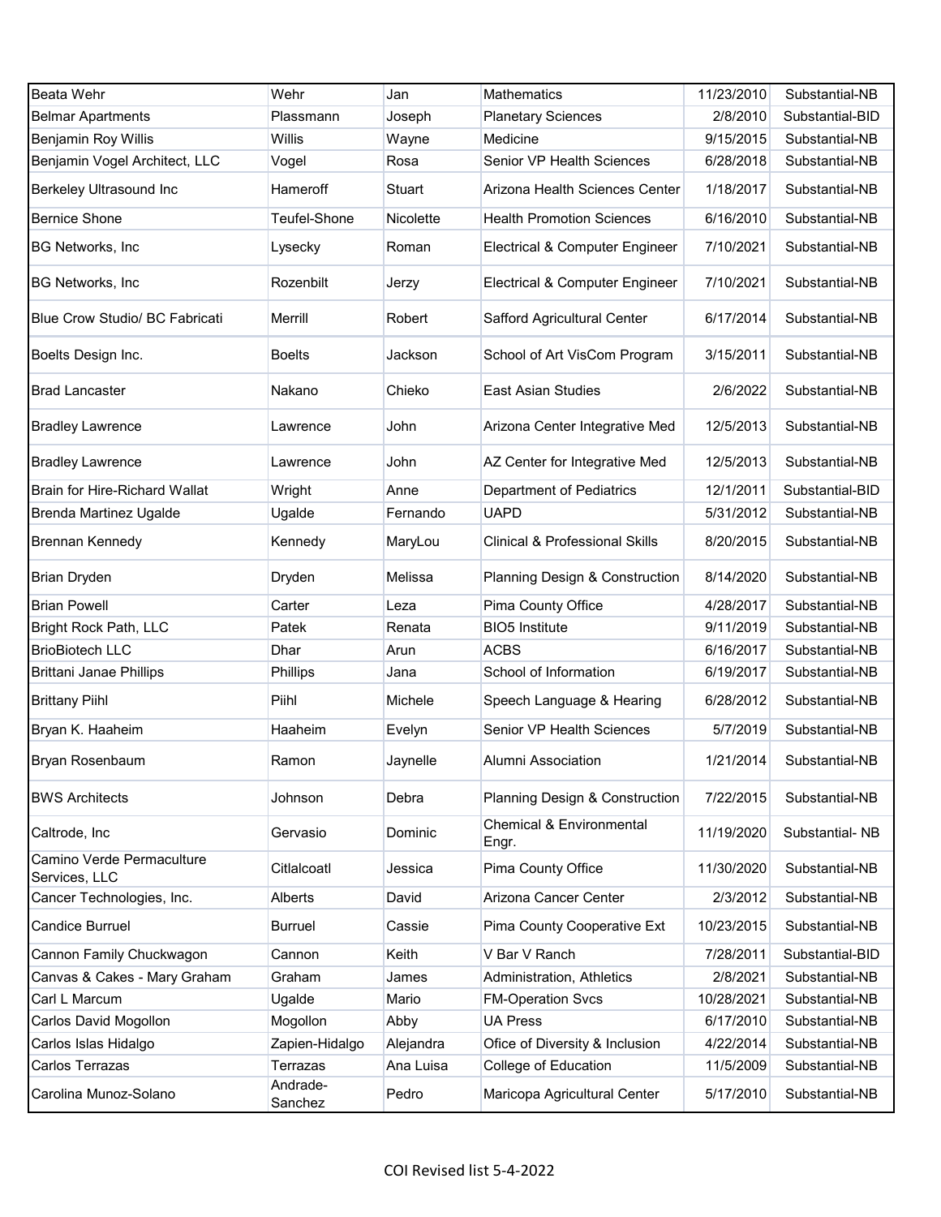| Beata Wehr | Wehr | Jan | Mathematics | 11/23/2010 | Substantial-NB |
|---|---|---|---|---|---|
| Belmar Apartments | Plassmann | Joseph | Planetary Sciences | 2/8/2010 | Substantial-BID |
| Benjamin Roy Willis | Willis | Wayne | Medicine | 9/15/2015 | Substantial-NB |
| Benjamin Vogel Architect, LLC | Vogel | Rosa | Senior VP Health Sciences | 6/28/2018 | Substantial-NB |
| Berkeley Ultrasound Inc | Hameroff | Stuart | Arizona Health Sciences Center | 1/18/2017 | Substantial-NB |
| Bernice Shone | Teufel-Shone | Nicolette | Health Promotion Sciences | 6/16/2010 | Substantial-NB |
| BG Networks, Inc | Lysecky | Roman | Electrical & Computer Engineer | 7/10/2021 | Substantial-NB |
| BG Networks, Inc | Rozenbilt | Jerzy | Electrical & Computer Engineer | 7/10/2021 | Substantial-NB |
| Blue Crow Studio/ BC Fabricati | Merrill | Robert | Safford Agricultural Center | 6/17/2014 | Substantial-NB |
| Boelts Design Inc. | Boelts | Jackson | School of Art VisCom Program | 3/15/2011 | Substantial-NB |
| Brad Lancaster | Nakano | Chieko | East Asian Studies | 2/6/2022 | Substantial-NB |
| Bradley Lawrence | Lawrence | John | Arizona Center Integrative Med | 12/5/2013 | Substantial-NB |
| Bradley Lawrence | Lawrence | John | AZ Center for Integrative Med | 12/5/2013 | Substantial-NB |
| Brain for Hire-Richard Wallat | Wright | Anne | Department of Pediatrics | 12/1/2011 | Substantial-BID |
| Brenda Martinez Ugalde | Ugalde | Fernando | UAPD | 5/31/2012 | Substantial-NB |
| Brennan Kennedy | Kennedy | MaryLou | Clinical & Professional Skills | 8/20/2015 | Substantial-NB |
| Brian Dryden | Dryden | Melissa | Planning Design & Construction | 8/14/2020 | Substantial-NB |
| Brian Powell | Carter | Leza | Pima County Office | 4/28/2017 | Substantial-NB |
| Bright Rock Path, LLC | Patek | Renata | BIO5 Institute | 9/11/2019 | Substantial-NB |
| BrioBiotech LLC | Dhar | Arun | ACBS | 6/16/2017 | Substantial-NB |
| Brittani Janae Phillips | Phillips | Jana | School of Information | 6/19/2017 | Substantial-NB |
| Brittany Piihl | Piihl | Michele | Speech Language & Hearing | 6/28/2012 | Substantial-NB |
| Bryan K. Haaheim | Haaheim | Evelyn | Senior VP Health Sciences | 5/7/2019 | Substantial-NB |
| Bryan Rosenbaum | Ramon | Jaynelle | Alumni Association | 1/21/2014 | Substantial-NB |
| BWS Architects | Johnson | Debra | Planning Design & Construction | 7/22/2015 | Substantial-NB |
| Caltrode, Inc | Gervasio | Dominic | Chemical & Environmental Engr. | 11/19/2020 | Substantial- NB |
| Camino Verde Permaculture Services, LLC | Citlalcoatl | Jessica | Pima County Office | 11/30/2020 | Substantial-NB |
| Cancer Technologies, Inc. | Alberts | David | Arizona Cancer Center | 2/3/2012 | Substantial-NB |
| Candice Burruel | Burruel | Cassie | Pima County Cooperative Ext | 10/23/2015 | Substantial-NB |
| Cannon Family Chuckwagon | Cannon | Keith | V Bar V Ranch | 7/28/2011 | Substantial-BID |
| Canvas & Cakes - Mary Graham | Graham | James | Administration, Athletics | 2/8/2021 | Substantial-NB |
| Carl L Marcum | Ugalde | Mario | FM-Operation Svcs | 10/28/2021 | Substantial-NB |
| Carlos David Mogollon | Mogollon | Abby | UA Press | 6/17/2010 | Substantial-NB |
| Carlos Islas Hidalgo | Zapien-Hidalgo | Alejandra | Ofice of Diversity & Inclusion | 4/22/2014 | Substantial-NB |
| Carlos Terrazas | Terrazas | Ana Luisa | College of Education | 11/5/2009 | Substantial-NB |
| Carolina Munoz-Solano | Andrade-Sanchez | Pedro | Maricopa Agricultural Center | 5/17/2010 | Substantial-NB |

COI Revised list 5-4-2022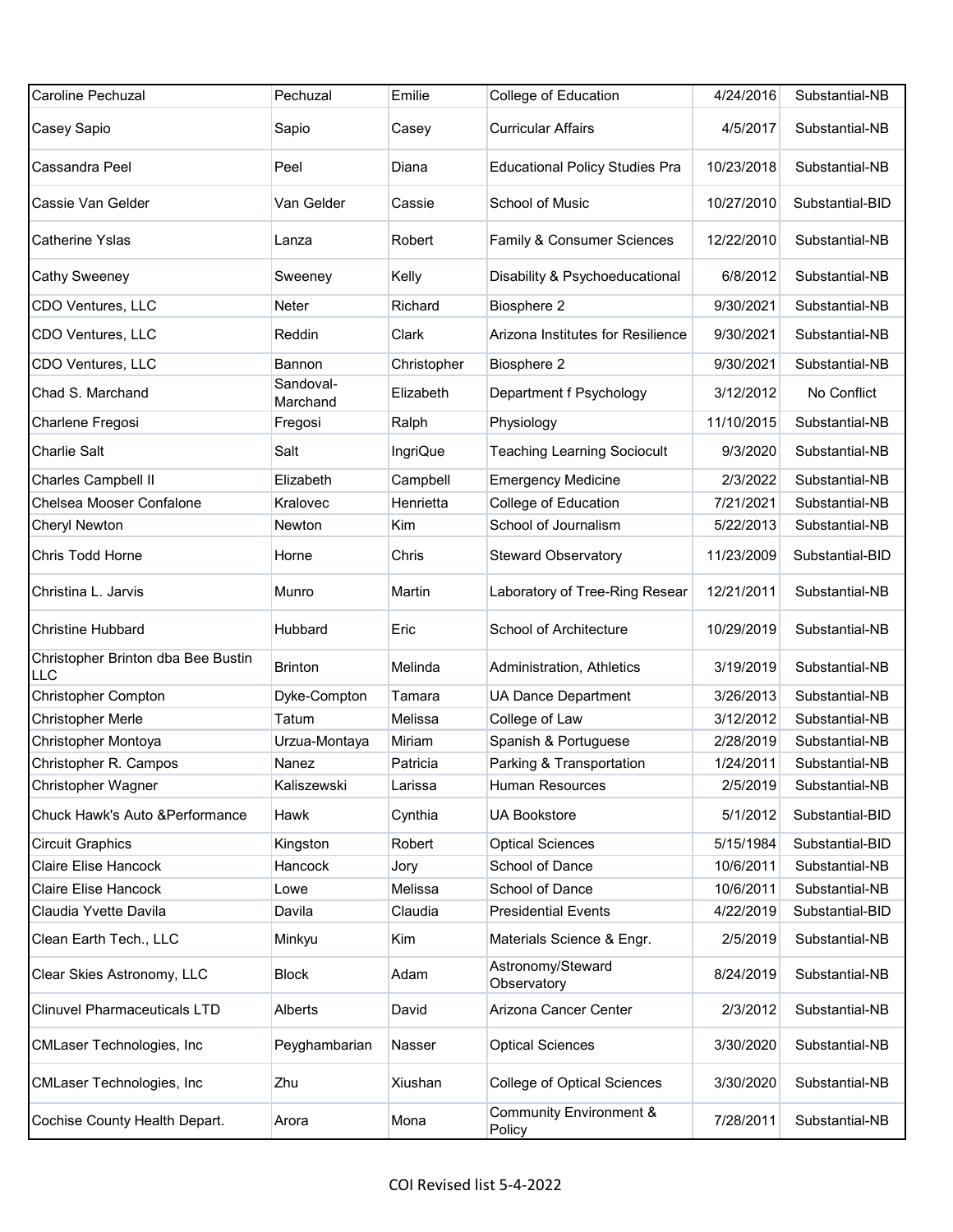| | | | | | |
|---|---|---|---|---|---|
| Caroline Pechuzal | Pechuzal | Emilie | College of Education | 4/24/2016 | Substantial-NB |
| Casey Sapio | Sapio | Casey | Curricular Affairs | 4/5/2017 | Substantial-NB |
| Cassandra Peel | Peel | Diana | Educational Policy Studies Pra | 10/23/2018 | Substantial-NB |
| Cassie Van Gelder | Van Gelder | Cassie | School of Music | 10/27/2010 | Substantial-BID |
| Catherine Yslas | Lanza | Robert | Family & Consumer Sciences | 12/22/2010 | Substantial-NB |
| Cathy Sweeney | Sweeney | Kelly | Disability & Psychoeducational | 6/8/2012 | Substantial-NB |
| CDO Ventures, LLC | Neter | Richard | Biosphere 2 | 9/30/2021 | Substantial-NB |
| CDO Ventures, LLC | Reddin | Clark | Arizona Institutes for Resilience | 9/30/2021 | Substantial-NB |
| CDO Ventures, LLC | Bannon | Christopher | Biosphere 2 | 9/30/2021 | Substantial-NB |
| Chad S. Marchand | Sandoval-Marchand | Elizabeth | Department f Psychology | 3/12/2012 | No Conflict |
| Charlene Fregosi | Fregosi | Ralph | Physiology | 11/10/2015 | Substantial-NB |
| Charlie Salt | Salt | IngriQue | Teaching Learning Sociocult | 9/3/2020 | Substantial-NB |
| Charles Campbell II | Elizabeth | Campbell | Emergency Medicine | 2/3/2022 | Substantial-NB |
| Chelsea Mooser Confalone | Kralovec | Henrietta | College of Education | 7/21/2021 | Substantial-NB |
| Cheryl Newton | Newton | Kim | School of Journalism | 5/22/2013 | Substantial-NB |
| Chris Todd Horne | Horne | Chris | Steward Observatory | 11/23/2009 | Substantial-BID |
| Christina L. Jarvis | Munro | Martin | Laboratory of Tree-Ring Resear | 12/21/2011 | Substantial-NB |
| Christine Hubbard | Hubbard | Eric | School of Architecture | 10/29/2019 | Substantial-NB |
| Christopher Brinton dba Bee Bustin LLC | Brinton | Melinda | Administration, Athletics | 3/19/2019 | Substantial-NB |
| Christopher Compton | Dyke-Compton | Tamara | UA Dance Department | 3/26/2013 | Substantial-NB |
| Christopher Merle | Tatum | Melissa | College of Law | 3/12/2012 | Substantial-NB |
| Christopher Montoya | Urzua-Montaya | Miriam | Spanish & Portuguese | 2/28/2019 | Substantial-NB |
| Christopher R. Campos | Nanez | Patricia | Parking & Transportation | 1/24/2011 | Substantial-NB |
| Christopher Wagner | Kaliszewski | Larissa | Human Resources | 2/5/2019 | Substantial-NB |
| Chuck Hawk's Auto &Performance | Hawk | Cynthia | UA Bookstore | 5/1/2012 | Substantial-BID |
| Circuit Graphics | Kingston | Robert | Optical Sciences | 5/15/1984 | Substantial-BID |
| Claire Elise Hancock | Hancock | Jory | School of Dance | 10/6/2011 | Substantial-NB |
| Claire Elise Hancock | Lowe | Melissa | School of Dance | 10/6/2011 | Substantial-NB |
| Claudia Yvette Davila | Davila | Claudia | Presidential Events | 4/22/2019 | Substantial-BID |
| Clean Earth Tech., LLC | Minkyu | Kim | Materials Science & Engr. | 2/5/2019 | Substantial-NB |
| Clear Skies Astronomy, LLC | Block | Adam | Astronomy/Steward Observatory | 8/24/2019 | Substantial-NB |
| Clinuvel Pharmaceuticals LTD | Alberts | David | Arizona Cancer Center | 2/3/2012 | Substantial-NB |
| CMLaser Technologies, Inc | Peyghambarian | Nasser | Optical Sciences | 3/30/2020 | Substantial-NB |
| CMLaser Technologies, Inc | Zhu | Xiushan | College of Optical Sciences | 3/30/2020 | Substantial-NB |
| Cochise County Health Depart. | Arora | Mona | Community Environment & Policy | 7/28/2011 | Substantial-NB |

COI Revised list 5-4-2022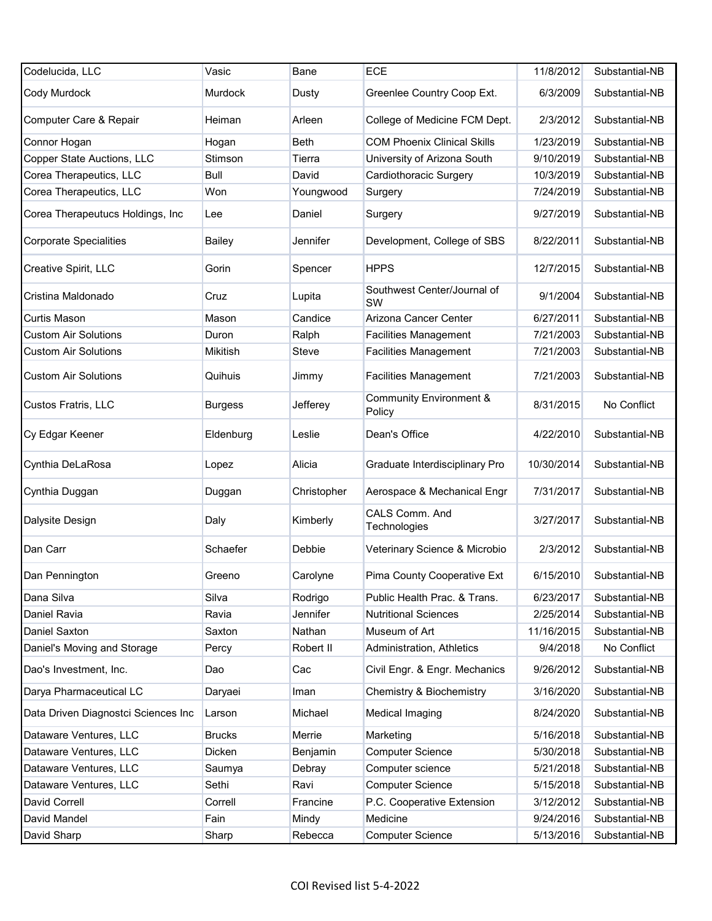| Codelucida, LLC | Vasic | Bane | ECE | 11/8/2012 | Substantial-NB |
|---|---|---|---|---|---|
| Cody Murdock | Murdock | Dusty | Greenlee Country Coop Ext. | 6/3/2009 | Substantial-NB |
| Computer Care & Repair | Heiman | Arleen | College of Medicine FCM Dept. | 2/3/2012 | Substantial-NB |
| Connor Hogan | Hogan | Beth | COM Phoenix Clinical Skills | 1/23/2019 | Substantial-NB |
| Copper State Auctions, LLC | Stimson | Tierra | University of Arizona South | 9/10/2019 | Substantial-NB |
| Corea Therapeutics, LLC | Bull | David | Cardiothoracic Surgery | 10/3/2019 | Substantial-NB |
| Corea Therapeutics, LLC | Won | Youngwood | Surgery | 7/24/2019 | Substantial-NB |
| Corea Therapeutucs Holdings, Inc | Lee | Daniel | Surgery | 9/27/2019 | Substantial-NB |
| Corporate Specialities | Bailey | Jennifer | Development, College of SBS | 8/22/2011 | Substantial-NB |
| Creative Spirit, LLC | Gorin | Spencer | HPPS | 12/7/2015 | Substantial-NB |
| Cristina Maldonado | Cruz | Lupita | Southwest Center/Journal of SW | 9/1/2004 | Substantial-NB |
| Curtis Mason | Mason | Candice | Arizona Cancer Center | 6/27/2011 | Substantial-NB |
| Custom Air Solutions | Duron | Ralph | Facilities Management | 7/21/2003 | Substantial-NB |
| Custom Air Solutions | Mikitish | Steve | Facilities Management | 7/21/2003 | Substantial-NB |
| Custom Air Solutions | Quihuis | Jimmy | Facilities Management | 7/21/2003 | Substantial-NB |
| Custos Fratris, LLC | Burgess | Jefferey | Community Environment & Policy | 8/31/2015 | No Conflict |
| Cy Edgar Keener | Eldenburg | Leslie | Dean's Office | 4/22/2010 | Substantial-NB |
| Cynthia DeLaRosa | Lopez | Alicia | Graduate Interdisciplinary Pro | 10/30/2014 | Substantial-NB |
| Cynthia Duggan | Duggan | Christopher | Aerospace & Mechanical Engr | 7/31/2017 | Substantial-NB |
| Dalysite Design | Daly | Kimberly | CALS Comm. And Technologies | 3/27/2017 | Substantial-NB |
| Dan Carr | Schaefer | Debbie | Veterinary Science & Microbio | 2/3/2012 | Substantial-NB |
| Dan Pennington | Greeno | Carolyne | Pima County Cooperative Ext | 6/15/2010 | Substantial-NB |
| Dana Silva | Silva | Rodrigo | Public Health Prac. & Trans. | 6/23/2017 | Substantial-NB |
| Daniel Ravia | Ravia | Jennifer | Nutritional Sciences | 2/25/2014 | Substantial-NB |
| Daniel Saxton | Saxton | Nathan | Museum of Art | 11/16/2015 | Substantial-NB |
| Daniel's Moving and Storage | Percy | Robert II | Administration, Athletics | 9/4/2018 | No Conflict |
| Dao's Investment, Inc. | Dao | Cac | Civil Engr. & Engr. Mechanics | 9/26/2012 | Substantial-NB |
| Darya Pharmaceutical LC | Daryaei | Iman | Chemistry & Biochemistry | 3/16/2020 | Substantial-NB |
| Data Driven Diagnostci Sciences Inc | Larson | Michael | Medical Imaging | 8/24/2020 | Substantial-NB |
| Dataware Ventures, LLC | Brucks | Merrie | Marketing | 5/16/2018 | Substantial-NB |
| Dataware Ventures, LLC | Dicken | Benjamin | Computer Science | 5/30/2018 | Substantial-NB |
| Dataware Ventures, LLC | Saumya | Debray | Computer science | 5/21/2018 | Substantial-NB |
| Dataware Ventures, LLC | Sethi | Ravi | Computer Science | 5/15/2018 | Substantial-NB |
| David Correll | Correll | Francine | P.C. Cooperative Extension | 3/12/2012 | Substantial-NB |
| David Mandel | Fain | Mindy | Medicine | 9/24/2016 | Substantial-NB |
| David Sharp | Sharp | Rebecca | Computer Science | 5/13/2016 | Substantial-NB |

COI Revised list 5-4-2022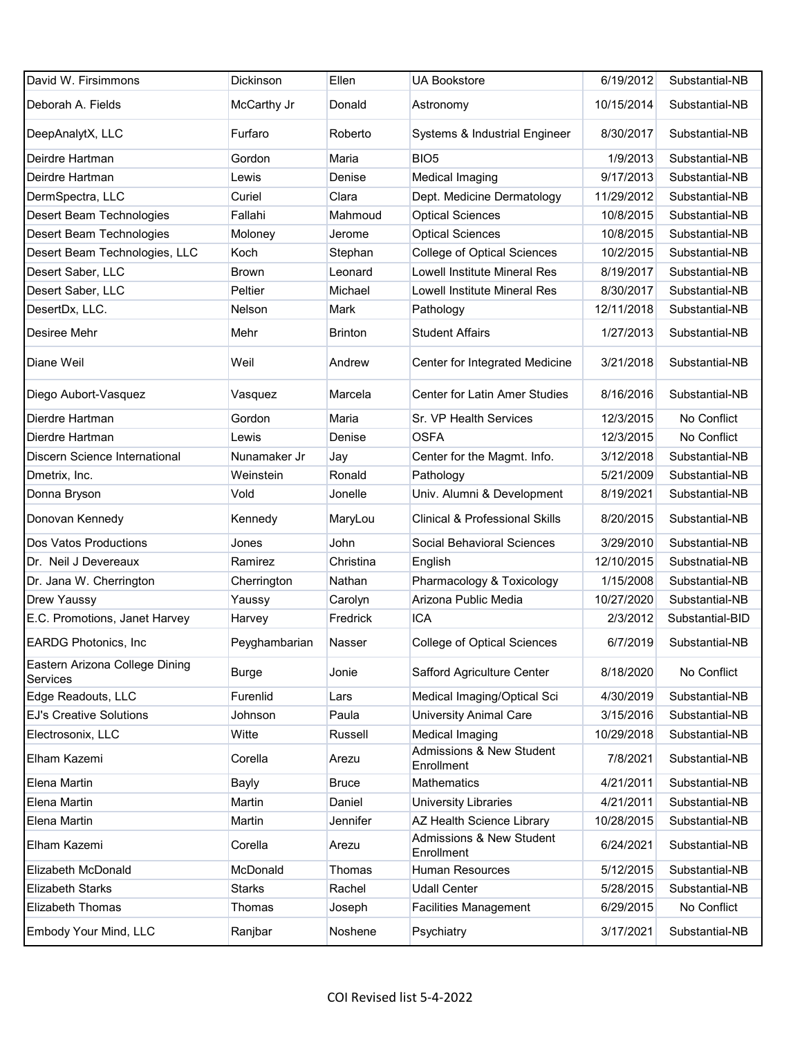| | | | | | |
|---|---|---|---|---|---|
| David W. Firsimmons | Dickinson | Ellen | UA Bookstore | 6/19/2012 | Substantial-NB |
| Deborah A. Fields | McCarthy Jr | Donald | Astronomy | 10/15/2014 | Substantial-NB |
| DeepAnalytX, LLC | Furfaro | Roberto | Systems & Industrial Engineer | 8/30/2017 | Substantial-NB |
| Deirdre Hartman | Gordon | Maria | BIO5 | 1/9/2013 | Substantial-NB |
| Deirdre Hartman | Lewis | Denise | Medical Imaging | 9/17/2013 | Substantial-NB |
| DermSpectra, LLC | Curiel | Clara | Dept. Medicine Dermatology | 11/29/2012 | Substantial-NB |
| Desert Beam Technologies | Fallahi | Mahmoud | Optical Sciences | 10/8/2015 | Substantial-NB |
| Desert Beam Technologies | Moloney | Jerome | Optical Sciences | 10/8/2015 | Substantial-NB |
| Desert Beam Technologies, LLC | Koch | Stephan | College of Optical Sciences | 10/2/2015 | Substantial-NB |
| Desert Saber, LLC | Brown | Leonard | Lowell Institute Mineral Res | 8/19/2017 | Substantial-NB |
| Desert Saber, LLC | Peltier | Michael | Lowell Institute Mineral Res | 8/30/2017 | Substantial-NB |
| DesertDx, LLC. | Nelson | Mark | Pathology | 12/11/2018 | Substantial-NB |
| Desiree Mehr | Mehr | Brinton | Student Affairs | 1/27/2013 | Substantial-NB |
| Diane Weil | Weil | Andrew | Center for Integrated Medicine | 3/21/2018 | Substantial-NB |
| Diego Aubort-Vasquez | Vasquez | Marcela | Center for Latin Amer Studies | 8/16/2016 | Substantial-NB |
| Dierdre Hartman | Gordon | Maria | Sr. VP Health Services | 12/3/2015 | No Conflict |
| Dierdre Hartman | Lewis | Denise | OSFA | 12/3/2015 | No Conflict |
| Discern Science International | Nunamaker Jr | Jay | Center for the Magmt. Info. | 3/12/2018 | Substantial-NB |
| Dmetrix, Inc. | Weinstein | Ronald | Pathology | 5/21/2009 | Substantial-NB |
| Donna Bryson | Vold | Jonelle | Univ. Alumni & Development | 8/19/2021 | Substantial-NB |
| Donovan Kennedy | Kennedy | MaryLou | Clinical & Professional Skills | 8/20/2015 | Substantial-NB |
| Dos Vatos Productions | Jones | John | Social Behavioral Sciences | 3/29/2010 | Substantial-NB |
| Dr. Neil J Devereaux | Ramirez | Christina | English | 12/10/2015 | Substnatial-NB |
| Dr. Jana W. Cherrington | Cherrington | Nathan | Pharmacology & Toxicology | 1/15/2008 | Substantial-NB |
| Drew Yaussy | Yaussy | Carolyn | Arizona Public Media | 10/27/2020 | Substantial-NB |
| E.C. Promotions, Janet Harvey | Harvey | Fredrick | ICA | 2/3/2012 | Substantial-BID |
| EARDG Photonics, Inc | Peyghambarian | Nasser | College of Optical Sciences | 6/7/2019 | Substantial-NB |
| Eastern Arizona College Dining Services | Burge | Jonie | Safford Agriculture Center | 8/18/2020 | No Conflict |
| Edge Readouts, LLC | Furenlid | Lars | Medical Imaging/Optical Sci | 4/30/2019 | Substantial-NB |
| EJ's Creative Solutions | Johnson | Paula | University Animal Care | 3/15/2016 | Substantial-NB |
| Electrosonix, LLC | Witte | Russell | Medical Imaging | 10/29/2018 | Substantial-NB |
| Elham Kazemi | Corella | Arezu | Admissions & New Student Enrollment | 7/8/2021 | Substantial-NB |
| Elena Martin | Bayly | Bruce | Mathematics | 4/21/2011 | Substantial-NB |
| Elena Martin | Martin | Daniel | University Libraries | 4/21/2011 | Substantial-NB |
| Elena Martin | Martin | Jennifer | AZ Health Science Library | 10/28/2015 | Substantial-NB |
| Elham Kazemi | Corella | Arezu | Admissions & New Student Enrollment | 6/24/2021 | Substantial-NB |
| Elizabeth McDonald | McDonald | Thomas | Human Resources | 5/12/2015 | Substantial-NB |
| Elizabeth Starks | Starks | Rachel | Udall Center | 5/28/2015 | Substantial-NB |
| Elizabeth Thomas | Thomas | Joseph | Facilities Management | 6/29/2015 | No Conflict |
| Embody Your Mind, LLC | Ranjbar | Noshene | Psychiatry | 3/17/2021 | Substantial-NB |

COI Revised list 5-4-2022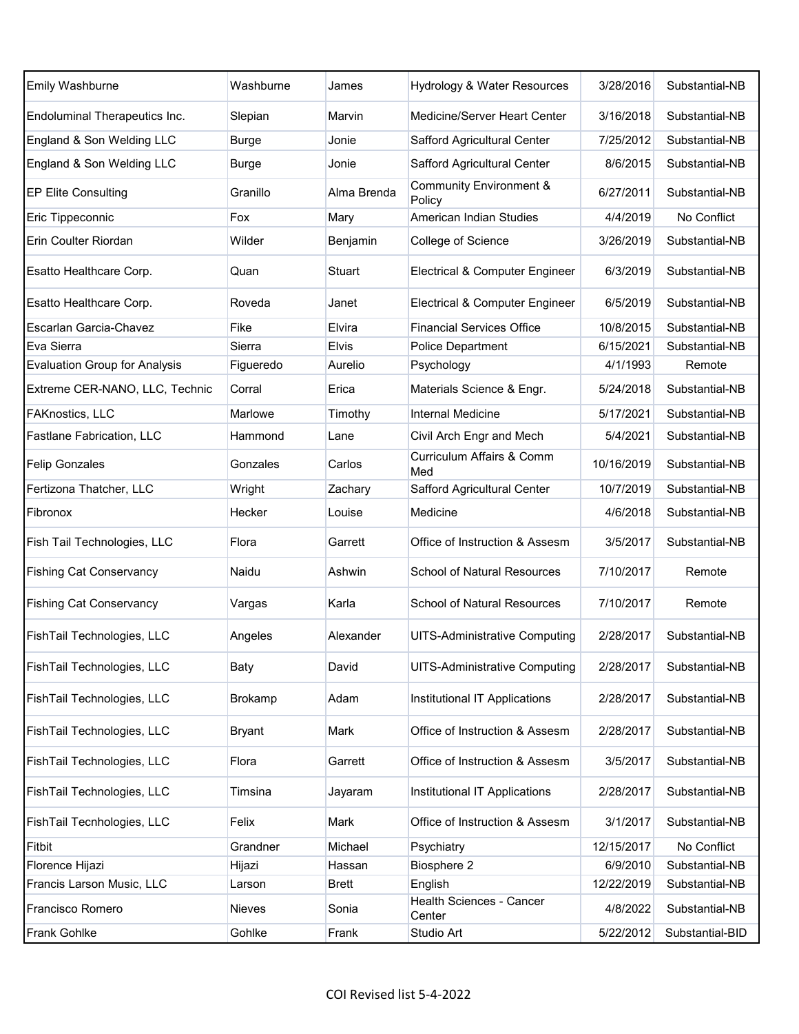| | | | | | |
|---|---|---|---|---|---|
| Emily Washburne | Washburne | James | Hydrology & Water Resources | 3/28/2016 | Substantial-NB |
| Endoluminal Therapeutics Inc. | Slepian | Marvin | Medicine/Server Heart Center | 3/16/2018 | Substantial-NB |
| England & Son Welding LLC | Burge | Jonie | Safford Agricultural Center | 7/25/2012 | Substantial-NB |
| England & Son Welding LLC | Burge | Jonie | Safford Agricultural Center | 8/6/2015 | Substantial-NB |
| EP Elite Consulting | Granillo | Alma Brenda | Community Environment & Policy | 6/27/2011 | Substantial-NB |
| Eric Tippeconnic | Fox | Mary | American Indian Studies | 4/4/2019 | No Conflict |
| Erin Coulter Riordan | Wilder | Benjamin | College of Science | 3/26/2019 | Substantial-NB |
| Esatto Healthcare Corp. | Quan | Stuart | Electrical & Computer Engineer | 6/3/2019 | Substantial-NB |
| Esatto Healthcare Corp. | Roveda | Janet | Electrical & Computer Engineer | 6/5/2019 | Substantial-NB |
| Escarlan Garcia-Chavez | Fike | Elvira | Financial Services Office | 10/8/2015 | Substantial-NB |
| Eva Sierra | Sierra | Elvis | Police Department | 6/15/2021 | Substantial-NB |
| Evaluation Group for Analysis | Figueredo | Aurelio | Psychology | 4/1/1993 | Remote |
| Extreme CER-NANO, LLC, Technic | Corral | Erica | Materials Science & Engr. | 5/24/2018 | Substantial-NB |
| FAKnostics, LLC | Marlowe | Timothy | Internal Medicine | 5/17/2021 | Substantial-NB |
| Fastlane Fabrication, LLC | Hammond | Lane | Civil Arch Engr and Mech | 5/4/2021 | Substantial-NB |
| Felip Gonzales | Gonzales | Carlos | Curriculum Affairs & Comm Med | 10/16/2019 | Substantial-NB |
| Fertizona Thatcher, LLC | Wright | Zachary | Safford Agricultural Center | 10/7/2019 | Substantial-NB |
| Fibronox | Hecker | Louise | Medicine | 4/6/2018 | Substantial-NB |
| Fish Tail Technologies, LLC | Flora | Garrett | Office of Instruction & Assesm | 3/5/2017 | Substantial-NB |
| Fishing Cat Conservancy | Naidu | Ashwin | School of Natural Resources | 7/10/2017 | Remote |
| Fishing Cat Conservancy | Vargas | Karla | School of Natural Resources | 7/10/2017 | Remote |
| FishTail Technologies, LLC | Angeles | Alexander | UITS-Administrative Computing | 2/28/2017 | Substantial-NB |
| FishTail Technologies, LLC | Baty | David | UITS-Administrative Computing | 2/28/2017 | Substantial-NB |
| FishTail Technologies, LLC | Brokamp | Adam | Institutional IT Applications | 2/28/2017 | Substantial-NB |
| FishTail Technologies, LLC | Bryant | Mark | Office of Instruction & Assesm | 2/28/2017 | Substantial-NB |
| FishTail Technologies, LLC | Flora | Garrett | Office of Instruction & Assesm | 3/5/2017 | Substantial-NB |
| FishTail Technologies, LLC | Timsina | Jayaram | Institutional IT Applications | 2/28/2017 | Substantial-NB |
| FishTail Tecnhologies, LLC | Felix | Mark | Office of Instruction & Assesm | 3/1/2017 | Substantial-NB |
| Fitbit | Grandner | Michael | Psychiatry | 12/15/2017 | No Conflict |
| Florence Hijazi | Hijazi | Hassan | Biosphere 2 | 6/9/2010 | Substantial-NB |
| Francis Larson Music, LLC | Larson | Brett | English | 12/22/2019 | Substantial-NB |
| Francisco Romero | Nieves | Sonia | Health Sciences - Cancer Center | 4/8/2022 | Substantial-NB |
| Frank Gohlke | Gohlke | Frank | Studio Art | 5/22/2012 | Substantial-BID |

COI Revised list 5-4-2022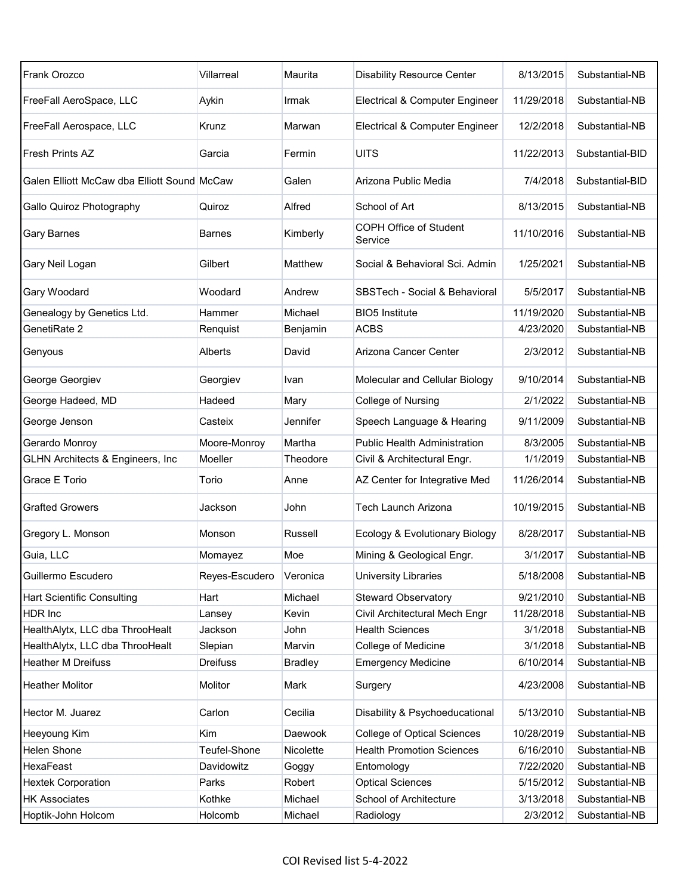| Frank Orozco | Villarreal | Maurita | Disability Resource Center | 8/13/2015 | Substantial-NB |
|---|---|---|---|---|---|
| FreeFall AeroSpace, LLC | Aykin | Irmak | Electrical & Computer Engineer | 11/29/2018 | Substantial-NB |
| FreeFall Aerospace, LLC | Krunz | Marwan | Electrical & Computer Engineer | 12/2/2018 | Substantial-NB |
| Fresh Prints AZ | Garcia | Fermin | UITS | 11/22/2013 | Substantial-BID |
| Galen Elliott McCaw dba Elliott Sound | McCaw | Galen | Arizona Public Media | 7/4/2018 | Substantial-BID |
| Gallo Quiroz Photography | Quiroz | Alfred | School of Art | 8/13/2015 | Substantial-NB |
| Gary Barnes | Barnes | Kimberly | COPH Office of Student Service | 11/10/2016 | Substantial-NB |
| Gary Neil Logan | Gilbert | Matthew | Social & Behavioral Sci. Admin | 1/25/2021 | Substantial-NB |
| Gary Woodard | Woodard | Andrew | SBSTech - Social & Behavioral | 5/5/2017 | Substantial-NB |
| Genealogy by Genetics Ltd. | Hammer | Michael | BIO5 Institute | 11/19/2020 | Substantial-NB |
| GenetiRate 2 | Renquist | Benjamin | ACBS | 4/23/2020 | Substantial-NB |
| Genyous | Alberts | David | Arizona Cancer Center | 2/3/2012 | Substantial-NB |
| George Georgiev | Georgiev | Ivan | Molecular and Cellular Biology | 9/10/2014 | Substantial-NB |
| George Hadeed, MD | Hadeed | Mary | College of Nursing | 2/1/2022 | Substantial-NB |
| George Jenson | Casteix | Jennifer | Speech Language & Hearing | 9/11/2009 | Substantial-NB |
| Gerardo Monroy | Moore-Monroy | Martha | Public Health Administration | 8/3/2005 | Substantial-NB |
| GLHN Architects & Engineers, Inc | Moeller | Theodore | Civil & Architectural Engr. | 1/1/2019 | Substantial-NB |
| Grace E Torio | Torio | Anne | AZ Center for Integrative Med | 11/26/2014 | Substantial-NB |
| Grafted Growers | Jackson | John | Tech Launch Arizona | 10/19/2015 | Substantial-NB |
| Gregory L. Monson | Monson | Russell | Ecology & Evolutionary Biology | 8/28/2017 | Substantial-NB |
| Guia, LLC | Momayez | Moe | Mining & Geological Engr. | 3/1/2017 | Substantial-NB |
| Guillermo Escudero | Reyes-Escudero | Veronica | University Libraries | 5/18/2008 | Substantial-NB |
| Hart Scientific Consulting | Hart | Michael | Steward Observatory | 9/21/2010 | Substantial-NB |
| HDR Inc | Lansey | Kevin | Civil Architectural Mech Engr | 11/28/2018 | Substantial-NB |
| HealthAlytx, LLC dba ThrooHealt | Jackson | John | Health Sciences | 3/1/2018 | Substantial-NB |
| HealthAlytx, LLC dba ThrooHealt | Slepian | Marvin | College of Medicine | 3/1/2018 | Substantial-NB |
| Heather M Dreifuss | Dreifuss | Bradley | Emergency Medicine | 6/10/2014 | Substantial-NB |
| Heather Molitor | Molitor | Mark | Surgery | 4/23/2008 | Substantial-NB |
| Hector M. Juarez | Carlon | Cecilia | Disability & Psychoeducational | 5/13/2010 | Substantial-NB |
| Heeyoung Kim | Kim | Daewook | College of Optical Sciences | 10/28/2019 | Substantial-NB |
| Helen Shone | Teufel-Shone | Nicolette | Health Promotion Sciences | 6/16/2010 | Substantial-NB |
| HexaFeast | Davidowitz | Goggy | Entomology | 7/22/2020 | Substantial-NB |
| Hextek Corporation | Parks | Robert | Optical Sciences | 5/15/2012 | Substantial-NB |
| HK Associates | Kothke | Michael | School of Architecture | 3/13/2018 | Substantial-NB |
| Hoptik-John Holcom | Holcomb | Michael | Radiology | 2/3/2012 | Substantial-NB |

COI Revised list 5-4-2022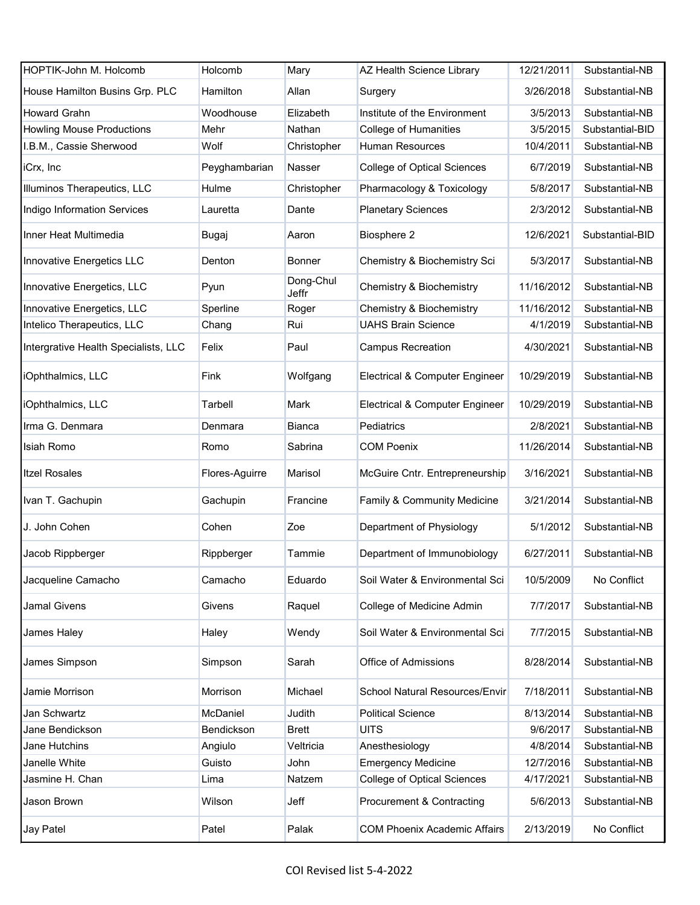| | | | | | |
|---|---|---|---|---|---|
| HOPTIK-John M. Holcomb | Holcomb | Mary | AZ Health Science Library | 12/21/2011 | Substantial-NB |
| House Hamilton Busins Grp. PLC | Hamilton | Allan | Surgery | 3/26/2018 | Substantial-NB |
| Howard Grahn | Woodhouse | Elizabeth | Institute of the Environment | 3/5/2013 | Substantial-NB |
| Howling Mouse Productions | Mehr | Nathan | College of Humanities | 3/5/2015 | Substantial-BID |
| I.B.M., Cassie Sherwood | Wolf | Christopher | Human Resources | 10/4/2011 | Substantial-NB |
| iCrx, Inc | Peyghambarian | Nasser | College of Optical Sciences | 6/7/2019 | Substantial-NB |
| Illuminos Therapeutics, LLC | Hulme | Christopher | Pharmacology & Toxicology | 5/8/2017 | Substantial-NB |
| Indigo Information Services | Lauretta | Dante | Planetary Sciences | 2/3/2012 | Substantial-NB |
| Inner Heat Multimedia | Bugaj | Aaron | Biosphere 2 | 12/6/2021 | Substantial-BID |
| Innovative Energetics LLC | Denton | Bonner | Chemistry & Biochemistry Sci | 5/3/2017 | Substantial-NB |
| Innovative Energetics, LLC | Pyun | Dong-Chul Jeffr | Chemistry & Biochemistry | 11/16/2012 | Substantial-NB |
| Innovative Energetics, LLC | Sperline | Roger | Chemistry & Biochemistry | 11/16/2012 | Substantial-NB |
| Intelico Therapeutics, LLC | Chang | Rui | UAHS Brain Science | 4/1/2019 | Substantial-NB |
| Intergrative Health Specialists, LLC | Felix | Paul | Campus Recreation | 4/30/2021 | Substantial-NB |
| iOphthalmics, LLC | Fink | Wolfgang | Electrical & Computer Engineer | 10/29/2019 | Substantial-NB |
| iOphthalmics, LLC | Tarbell | Mark | Electrical & Computer Engineer | 10/29/2019 | Substantial-NB |
| Irma G. Denmara | Denmara | Bianca | Pediatrics | 2/8/2021 | Substantial-NB |
| Isiah Romo | Romo | Sabrina | COM Poenix | 11/26/2014 | Substantial-NB |
| Itzel Rosales | Flores-Aguirre | Marisol | McGuire Cntr. Entrepreneurship | 3/16/2021 | Substantial-NB |
| Ivan T. Gachupin | Gachupin | Francine | Family & Community Medicine | 3/21/2014 | Substantial-NB |
| J. John Cohen | Cohen | Zoe | Department of Physiology | 5/1/2012 | Substantial-NB |
| Jacob Rippberger | Rippberger | Tammie | Department of Immunobiology | 6/27/2011 | Substantial-NB |
| Jacqueline Camacho | Camacho | Eduardo | Soil Water & Environmental Sci | 10/5/2009 | No Conflict |
| Jamal Givens | Givens | Raquel | College of Medicine Admin | 7/7/2017 | Substantial-NB |
| James Haley | Haley | Wendy | Soil Water & Environmental Sci | 7/7/2015 | Substantial-NB |
| James Simpson | Simpson | Sarah | Office of Admissions | 8/28/2014 | Substantial-NB |
| Jamie Morrison | Morrison | Michael | School Natural Resources/Envir | 7/18/2011 | Substantial-NB |
| Jan Schwartz | McDaniel | Judith | Political Science | 8/13/2014 | Substantial-NB |
| Jane Bendickson | Bendickson | Brett | UITS | 9/6/2017 | Substantial-NB |
| Jane Hutchins | Angiulo | Veltricia | Anesthesiology | 4/8/2014 | Substantial-NB |
| Janelle White | Guisto | John | Emergency Medicine | 12/7/2016 | Substantial-NB |
| Jasmine H. Chan | Lima | Natzem | College of Optical Sciences | 4/17/2021 | Substantial-NB |
| Jason Brown | Wilson | Jeff | Procurement & Contracting | 5/6/2013 | Substantial-NB |
| Jay Patel | Patel | Palak | COM Phoenix Academic Affairs | 2/13/2019 | No Conflict |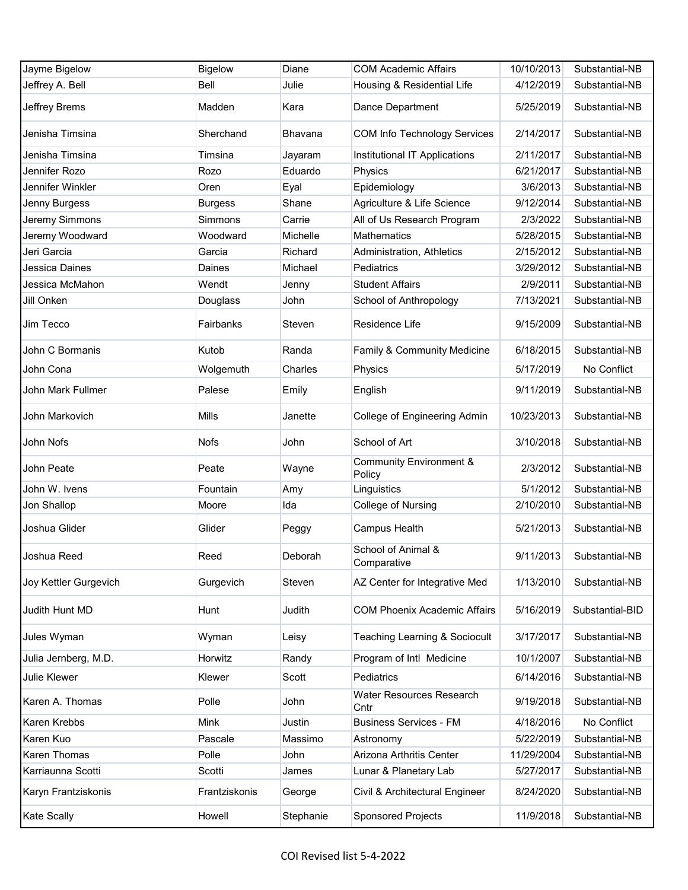| | | | | | |
|---|---|---|---|---|---|
| Jayme Bigelow | Bigelow | Diane | COM Academic Affairs | 10/10/2013 | Substantial-NB |
| Jeffrey A. Bell | Bell | Julie | Housing & Residential Life | 4/12/2019 | Substantial-NB |
| Jeffrey Brems | Madden | Kara | Dance Department | 5/25/2019 | Substantial-NB |
| Jenisha Timsina | Sherchand | Bhavana | COM Info Technology Services | 2/14/2017 | Substantial-NB |
| Jenisha Timsina | Timsina | Jayaram | Institutional IT Applications | 2/11/2017 | Substantial-NB |
| Jennifer Rozo | Rozo | Eduardo | Physics | 6/21/2017 | Substantial-NB |
| Jennifer Winkler | Oren | Eyal | Epidemiology | 3/6/2013 | Substantial-NB |
| Jenny Burgess | Burgess | Shane | Agriculture & Life Science | 9/12/2014 | Substantial-NB |
| Jeremy Simmons | Simmons | Carrie | All of Us Research Program | 2/3/2022 | Substantial-NB |
| Jeremy Woodward | Woodward | Michelle | Mathematics | 5/28/2015 | Substantial-NB |
| Jeri Garcia | Garcia | Richard | Administration, Athletics | 2/15/2012 | Substantial-NB |
| Jessica Daines | Daines | Michael | Pediatrics | 3/29/2012 | Substantial-NB |
| Jessica McMahon | Wendt | Jenny | Student Affairs | 2/9/2011 | Substantial-NB |
| Jill Onken | Douglass | John | School of Anthropology | 7/13/2021 | Substantial-NB |
| Jim Tecco | Fairbanks | Steven | Residence Life | 9/15/2009 | Substantial-NB |
| John C Bormanis | Kutob | Randa | Family & Community Medicine | 6/18/2015 | Substantial-NB |
| John Cona | Wolgemuth | Charles | Physics | 5/17/2019 | No Conflict |
| John Mark Fullmer | Palese | Emily | English | 9/11/2019 | Substantial-NB |
| John Markovich | Mills | Janette | College of Engineering Admin | 10/23/2013 | Substantial-NB |
| John Nofs | Nofs | John | School of Art | 3/10/2018 | Substantial-NB |
| John Peate | Peate | Wayne | Community Environment & Policy | 2/3/2012 | Substantial-NB |
| John W. Ivens | Fountain | Amy | Linguistics | 5/1/2012 | Substantial-NB |
| Jon Shallop | Moore | Ida | College of Nursing | 2/10/2010 | Substantial-NB |
| Joshua Glider | Glider | Peggy | Campus Health | 5/21/2013 | Substantial-NB |
| Joshua Reed | Reed | Deborah | School of Animal & Comparative | 9/11/2013 | Substantial-NB |
| Joy Kettler Gurgevich | Gurgevich | Steven | AZ Center for Integrative Med | 1/13/2010 | Substantial-NB |
| Judith Hunt MD | Hunt | Judith | COM Phoenix Academic Affairs | 5/16/2019 | Substantial-BID |
| Jules Wyman | Wyman | Leisy | Teaching Learning & Sociocult | 3/17/2017 | Substantial-NB |
| Julia Jernberg, M.D. | Horwitz | Randy | Program of Intl Medicine | 10/1/2007 | Substantial-NB |
| Julie Klewer | Klewer | Scott | Pediatrics | 6/14/2016 | Substantial-NB |
| Karen A. Thomas | Polle | John | Water Resources Research Cntr | 9/19/2018 | Substantial-NB |
| Karen Krebbs | Mink | Justin | Business Services - FM | 4/18/2016 | No Conflict |
| Karen Kuo | Pascale | Massimo | Astronomy | 5/22/2019 | Substantial-NB |
| Karen Thomas | Polle | John | Arizona Arthritis Center | 11/29/2004 | Substantial-NB |
| Karriaunna Scotti | Scotti | James | Lunar & Planetary Lab | 5/27/2017 | Substantial-NB |
| Karyn Frantziskonis | Frantziskonis | George | Civil & Architectural Engineer | 8/24/2020 | Substantial-NB |
| Kate Scally | Howell | Stephanie | Sponsored Projects | 11/9/2018 | Substantial-NB |

COI Revised list 5-4-2022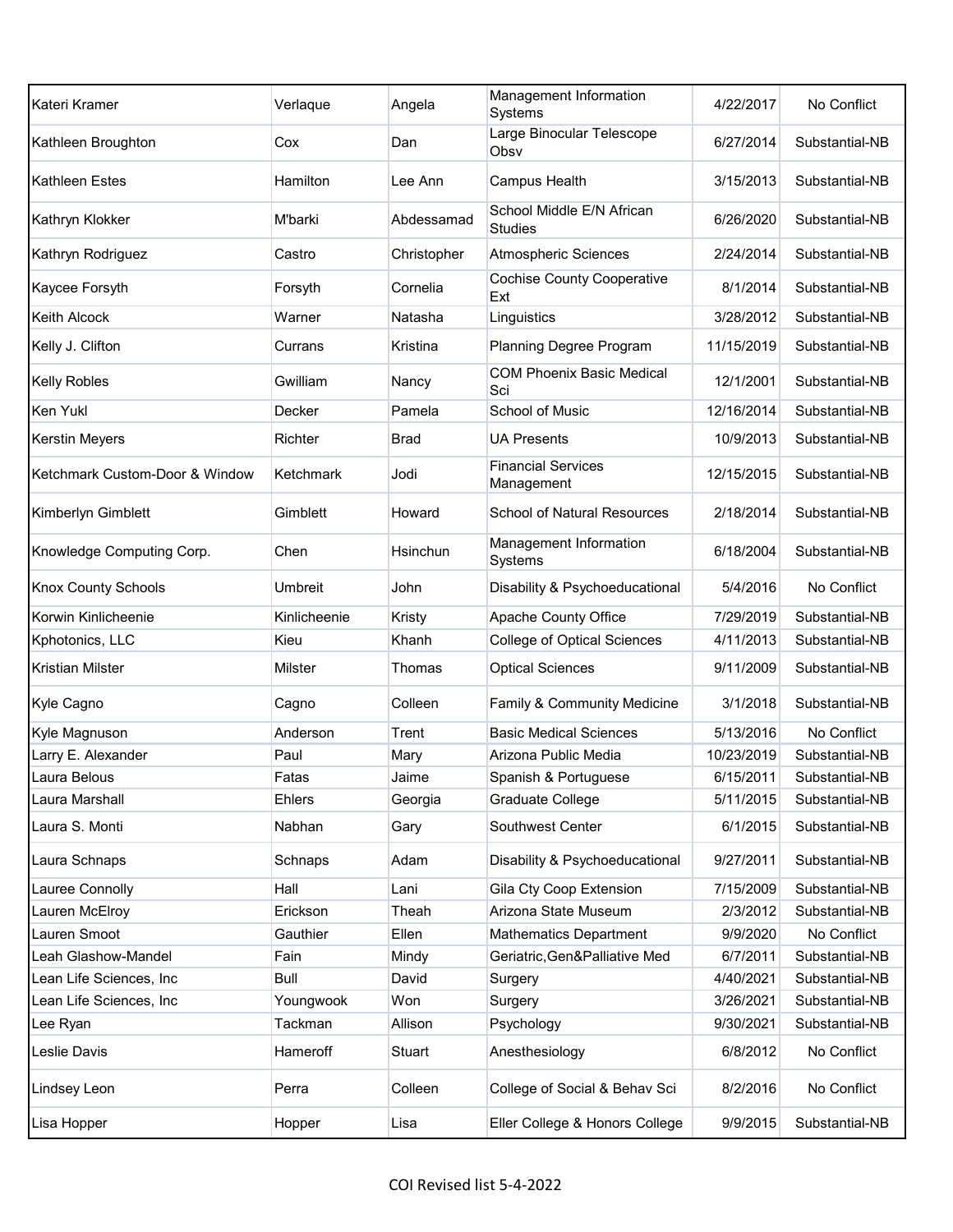| | | | | | |
|---|---|---|---|---|---|
| Kateri Kramer | Verlaque | Angela | Management Information Systems | 4/22/2017 | No Conflict |
| Kathleen Broughton | Cox | Dan | Large Binocular Telescope Obsv | 6/27/2014 | Substantial-NB |
| Kathleen Estes | Hamilton | Lee Ann | Campus Health | 3/15/2013 | Substantial-NB |
| Kathryn Klokker | M'barki | Abdessamad | School Middle E/N African Studies | 6/26/2020 | Substantial-NB |
| Kathryn Rodriguez | Castro | Christopher | Atmospheric Sciences | 2/24/2014 | Substantial-NB |
| Kaycee Forsyth | Forsyth | Cornelia | Cochise County Cooperative Ext | 8/1/2014 | Substantial-NB |
| Keith Alcock | Warner | Natasha | Linguistics | 3/28/2012 | Substantial-NB |
| Kelly J. Clifton | Currans | Kristina | Planning Degree Program | 11/15/2019 | Substantial-NB |
| Kelly Robles | Gwilliam | Nancy | COM Phoenix Basic Medical Sci | 12/1/2001 | Substantial-NB |
| Ken Yukl | Decker | Pamela | School of Music | 12/16/2014 | Substantial-NB |
| Kerstin Meyers | Richter | Brad | UA Presents | 10/9/2013 | Substantial-NB |
| Ketchmark Custom-Door & Window | Ketchmark | Jodi | Financial Services Management | 12/15/2015 | Substantial-NB |
| Kimberlyn Gimblett | Gimblett | Howard | School of Natural Resources | 2/18/2014 | Substantial-NB |
| Knowledge Computing Corp. | Chen | Hsinchun | Management Information Systems | 6/18/2004 | Substantial-NB |
| Knox County Schools | Umbreit | John | Disability & Psychoeducational | 5/4/2016 | No Conflict |
| Korwin Kinlicheenie | Kinlicheenie | Kristy | Apache County Office | 7/29/2019 | Substantial-NB |
| Kphotonics, LLC | Kieu | Khanh | College of Optical Sciences | 4/11/2013 | Substantial-NB |
| Kristian Milster | Milster | Thomas | Optical Sciences | 9/11/2009 | Substantial-NB |
| Kyle Cagno | Cagno | Colleen | Family & Community Medicine | 3/1/2018 | Substantial-NB |
| Kyle Magnuson | Anderson | Trent | Basic Medical Sciences | 5/13/2016 | No Conflict |
| Larry E. Alexander | Paul | Mary | Arizona Public Media | 10/23/2019 | Substantial-NB |
| Laura Belous | Fatas | Jaime | Spanish & Portuguese | 6/15/2011 | Substantial-NB |
| Laura Marshall | Ehlers | Georgia | Graduate College | 5/11/2015 | Substantial-NB |
| Laura S. Monti | Nabhan | Gary | Southwest Center | 6/1/2015 | Substantial-NB |
| Laura Schnaps | Schnaps | Adam | Disability & Psychoeducational | 9/27/2011 | Substantial-NB |
| Lauree Connolly | Hall | Lani | Gila Cty Coop Extension | 7/15/2009 | Substantial-NB |
| Lauren McElroy | Erickson | Theah | Arizona State Museum | 2/3/2012 | Substantial-NB |
| Lauren Smoot | Gauthier | Ellen | Mathematics Department | 9/9/2020 | No Conflict |
| Leah Glashow-Mandel | Fain | Mindy | Geriatric,Gen&Palliative Med | 6/7/2011 | Substantial-NB |
| Lean Life Sciences, Inc | Bull | David | Surgery | 4/40/2021 | Substantial-NB |
| Lean Life Sciences, Inc | Youngwook | Won | Surgery | 3/26/2021 | Substantial-NB |
| Lee Ryan | Tackman | Allison | Psychology | 9/30/2021 | Substantial-NB |
| Leslie Davis | Hameroff | Stuart | Anesthesiology | 6/8/2012 | No Conflict |
| Lindsey Leon | Perra | Colleen | College of Social & Behav Sci | 8/2/2016 | No Conflict |
| Lisa Hopper | Hopper | Lisa | Eller College & Honors College | 9/9/2015 | Substantial-NB |

COI Revised list 5-4-2022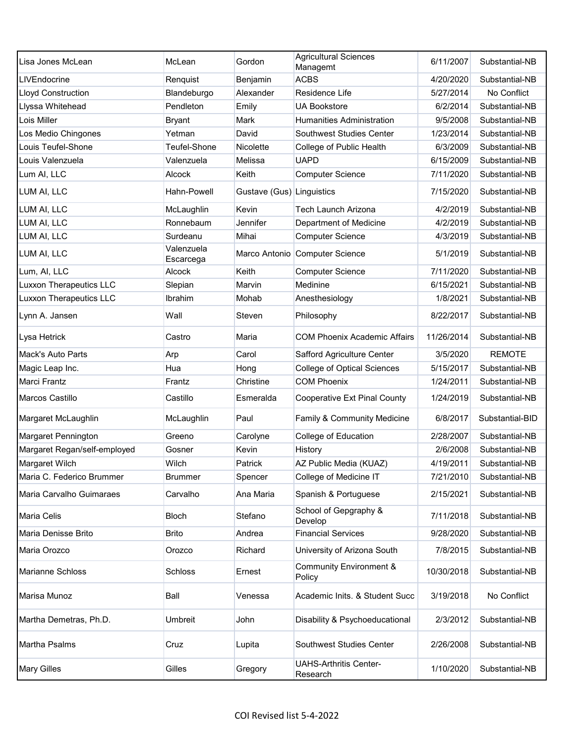| | | | | | |
|---|---|---|---|---|---|
| Lisa Jones McLean | McLean | Gordon | Agricultural Sciences Managemt | 6/11/2007 | Substantial-NB |
| LIVEndocrine | Renquist | Benjamin | ACBS | 4/20/2020 | Substantial-NB |
| Lloyd Construction | Blandeburgo | Alexander | Residence Life | 5/27/2014 | No Conflict |
| Llyssa Whitehead | Pendleton | Emily | UA Bookstore | 6/2/2014 | Substantial-NB |
| Lois Miller | Bryant | Mark | Humanities Administration | 9/5/2008 | Substantial-NB |
| Los Medio Chingones | Yetman | David | Southwest Studies Center | 1/23/2014 | Substantial-NB |
| Louis Teufel-Shone | Teufel-Shone | Nicolette | College of Public Health | 6/3/2009 | Substantial-NB |
| Louis Valenzuela | Valenzuela | Melissa | UAPD | 6/15/2009 | Substantial-NB |
| Lum AI, LLC | Alcock | Keith | Computer Science | 7/11/2020 | Substantial-NB |
| LUM AI, LLC | Hahn-Powell | Gustave (Gus) | Linguistics | 7/15/2020 | Substantial-NB |
| LUM AI, LLC | McLaughlin | Kevin | Tech Launch Arizona | 4/2/2019 | Substantial-NB |
| LUM AI, LLC | Ronnebaum | Jennifer | Department of Medicine | 4/2/2019 | Substantial-NB |
| LUM AI, LLC | Surdeanu | Mihai | Computer Science | 4/3/2019 | Substantial-NB |
| LUM AI, LLC | Valenzuela Escarcega | Marco Antonio | Computer Science | 5/1/2019 | Substantial-NB |
| Lum, AI, LLC | Alcock | Keith | Computer Science | 7/11/2020 | Substantial-NB |
| Luxxon Therapeutics LLC | Slepian | Marvin | Medinine | 6/15/2021 | Substantial-NB |
| Luxxon Therapeutics LLC | Ibrahim | Mohab | Anesthesiology | 1/8/2021 | Substantial-NB |
| Lynn A. Jansen | Wall | Steven | Philosophy | 8/22/2017 | Substantial-NB |
| Lysa Hetrick | Castro | Maria | COM Phoenix Academic Affairs | 11/26/2014 | Substantial-NB |
| Mack's Auto Parts | Arp | Carol | Safford Agriculture Center | 3/5/2020 | REMOTE |
| Magic Leap Inc. | Hua | Hong | College of Optical Sciences | 5/15/2017 | Substantial-NB |
| Marci Frantz | Frantz | Christine | COM Phoenix | 1/24/2011 | Substantial-NB |
| Marcos Castillo | Castillo | Esmeralda | Cooperative Ext Pinal County | 1/24/2019 | Substantial-NB |
| Margaret McLaughlin | McLaughlin | Paul | Family & Community Medicine | 6/8/2017 | Substantial-BID |
| Margaret Pennington | Greeno | Carolyne | College of Education | 2/28/2007 | Substantial-NB |
| Margaret Regan/self-employed | Gosner | Kevin | History | 2/6/2008 | Substantial-NB |
| Margaret Wilch | Wilch | Patrick | AZ Public Media (KUAZ) | 4/19/2011 | Substantial-NB |
| Maria C. Federico Brummer | Brummer | Spencer | College of Medicine IT | 7/21/2010 | Substantial-NB |
| Maria Carvalho Guimaraes | Carvalho | Ana Maria | Spanish & Portuguese | 2/15/2021 | Substantial-NB |
| Maria Celis | Bloch | Stefano | School of Gepgraphy & Develop | 7/11/2018 | Substantial-NB |
| Maria Denisse Brito | Brito | Andrea | Financial Services | 9/28/2020 | Substantial-NB |
| Maria Orozco | Orozco | Richard | University of Arizona South | 7/8/2015 | Substantial-NB |
| Marianne Schloss | Schloss | Ernest | Community Environment & Policy | 10/30/2018 | Substantial-NB |
| Marisa Munoz | Ball | Venessa | Academic Inits. & Student Succ | 3/19/2018 | No Conflict |
| Martha Demetras, Ph.D. | Umbreit | John | Disability & Psychoeducational | 2/3/2012 | Substantial-NB |
| Martha Psalms | Cruz | Lupita | Southwest Studies Center | 2/26/2008 | Substantial-NB |
| Mary Gilles | Gilles | Gregory | UAHS-Arthritis Center-Research | 1/10/2020 | Substantial-NB |

COI Revised list 5-4-2022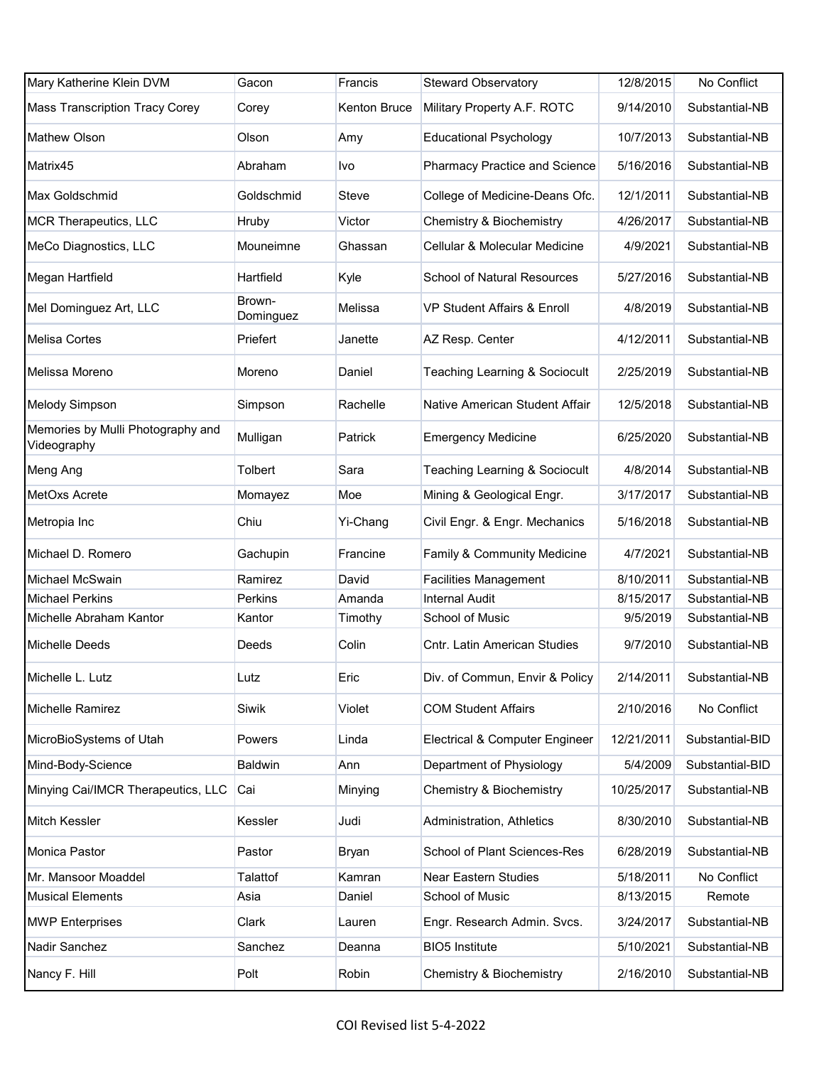| | | | | | |
|---|---|---|---|---|---|
| Mary Katherine Klein DVM | Gacon | Francis | Steward Observatory | 12/8/2015 | No Conflict |
| Mass Transcription Tracy Corey | Corey | Kenton Bruce | Military Property A.F. ROTC | 9/14/2010 | Substantial-NB |
| Mathew Olson | Olson | Amy | Educational Psychology | 10/7/2013 | Substantial-NB |
| Matrix45 | Abraham | Ivo | Pharmacy Practice and Science | 5/16/2016 | Substantial-NB |
| Max Goldschmid | Goldschmid | Steve | College of Medicine-Deans Ofc. | 12/1/2011 | Substantial-NB |
| MCR Therapeutics, LLC | Hruby | Victor | Chemistry & Biochemistry | 4/26/2017 | Substantial-NB |
| MeCo Diagnostics, LLC | Mouneimne | Ghassan | Cellular & Molecular Medicine | 4/9/2021 | Substantial-NB |
| Megan Hartfield | Hartfield | Kyle | School of Natural Resources | 5/27/2016 | Substantial-NB |
| Mel Dominguez Art, LLC | Brown-Dominguez | Melissa | VP Student Affairs & Enroll | 4/8/2019 | Substantial-NB |
| Melisa Cortes | Priefert | Janette | AZ Resp. Center | 4/12/2011 | Substantial-NB |
| Melissa Moreno | Moreno | Daniel | Teaching Learning & Sociocult | 2/25/2019 | Substantial-NB |
| Melody Simpson | Simpson | Rachelle | Native American Student Affair | 12/5/2018 | Substantial-NB |
| Memories by Mulli Photography and Videography | Mulligan | Patrick | Emergency Medicine | 6/25/2020 | Substantial-NB |
| Meng Ang | Tolbert | Sara | Teaching Learning & Sociocult | 4/8/2014 | Substantial-NB |
| MetOxs Acrete | Momayez | Moe | Mining & Geological Engr. | 3/17/2017 | Substantial-NB |
| Metropia Inc | Chiu | Yi-Chang | Civil Engr. & Engr. Mechanics | 5/16/2018 | Substantial-NB |
| Michael D. Romero | Gachupin | Francine | Family & Community Medicine | 4/7/2021 | Substantial-NB |
| Michael McSwain | Ramirez | David | Facilities Management | 8/10/2011 | Substantial-NB |
| Michael Perkins | Perkins | Amanda | Internal Audit | 8/15/2017 | Substantial-NB |
| Michelle Abraham Kantor | Kantor | Timothy | School of Music | 9/5/2019 | Substantial-NB |
| Michelle Deeds | Deeds | Colin | Cntr. Latin American Studies | 9/7/2010 | Substantial-NB |
| Michelle L. Lutz | Lutz | Eric | Div. of Commun, Envir & Policy | 2/14/2011 | Substantial-NB |
| Michelle Ramirez | Siwik | Violet | COM Student Affairs | 2/10/2016 | No Conflict |
| MicroBioSystems of Utah | Powers | Linda | Electrical & Computer Engineer | 12/21/2011 | Substantial-BID |
| Mind-Body-Science | Baldwin | Ann | Department of Physiology | 5/4/2009 | Substantial-BID |
| Minying Cai/IMCR Therapeutics, LLC | Cai | Minying | Chemistry & Biochemistry | 10/25/2017 | Substantial-NB |
| Mitch Kessler | Kessler | Judi | Administration, Athletics | 8/30/2010 | Substantial-NB |
| Monica Pastor | Pastor | Bryan | School of Plant Sciences-Res | 6/28/2019 | Substantial-NB |
| Mr. Mansoor Moaddel | Talattof | Kamran | Near Eastern Studies | 5/18/2011 | No Conflict |
| Musical Elements | Asia | Daniel | School of Music | 8/13/2015 | Remote |
| MWP Enterprises | Clark | Lauren | Engr. Research Admin. Svcs. | 3/24/2017 | Substantial-NB |
| Nadir Sanchez | Sanchez | Deanna | BIO5 Institute | 5/10/2021 | Substantial-NB |
| Nancy F. Hill | Polt | Robin | Chemistry & Biochemistry | 2/16/2010 | Substantial-NB |

COI Revised list 5-4-2022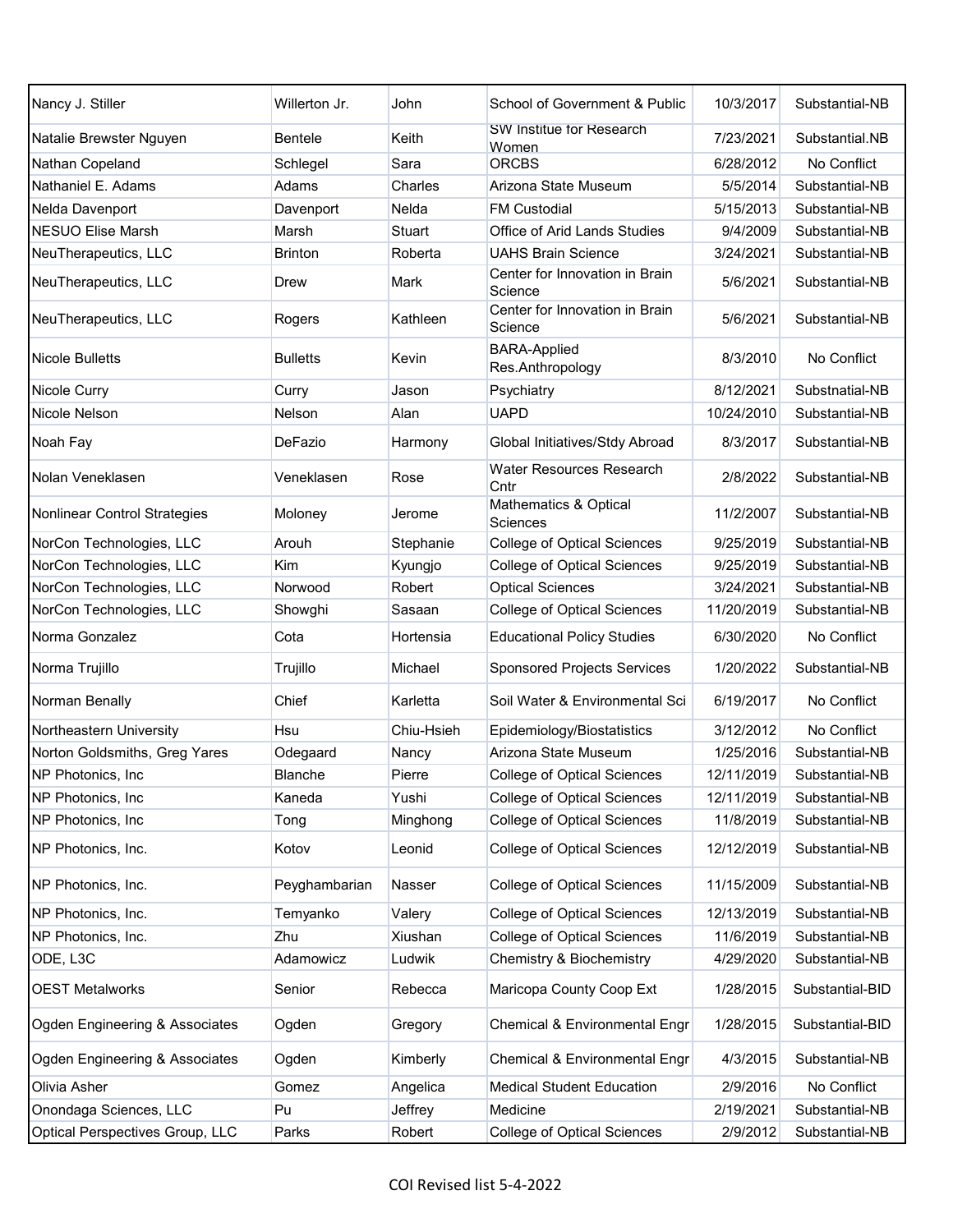| | | | | | |
|---|---|---|---|---|---|
| Nancy J. Stiller | Willerton Jr. | John | School of Government & Public | 10/3/2017 | Substantial-NB |
| Natalie Brewster Nguyen | Bentele | Keith | SW Institue for Research Women | 7/23/2021 | Substantial.NB |
| Nathan Copeland | Schlegel | Sara | ORCBS | 6/28/2012 | No Conflict |
| Nathaniel E. Adams | Adams | Charles | Arizona State Museum | 5/5/2014 | Substantial-NB |
| Nelda Davenport | Davenport | Nelda | FM Custodial | 5/15/2013 | Substantial-NB |
| NESUO Elise Marsh | Marsh | Stuart | Office of Arid Lands Studies | 9/4/2009 | Substantial-NB |
| NeuTherapeutics, LLC | Brinton | Roberta | UAHS Brain Science | 3/24/2021 | Substantial-NB |
| NeuTherapeutics, LLC | Drew | Mark | Center for Innovation in Brain Science | 5/6/2021 | Substantial-NB |
| NeuTherapeutics, LLC | Rogers | Kathleen | Center for Innovation in Brain Science | 5/6/2021 | Substantial-NB |
| Nicole Bulletts | Bulletts | Kevin | BARA-Applied Res.Anthropology | 8/3/2010 | No Conflict |
| Nicole Curry | Curry | Jason | Psychiatry | 8/12/2021 | Substnatial-NB |
| Nicole Nelson | Nelson | Alan | UAPD | 10/24/2010 | Substantial-NB |
| Noah Fay | DeFazio | Harmony | Global Initiatives/Stdy Abroad | 8/3/2017 | Substantial-NB |
| Nolan Veneklasen | Veneklasen | Rose | Water Resources Research Cntr | 2/8/2022 | Substantial-NB |
| Nonlinear Control Strategies | Moloney | Jerome | Mathematics & Optical Sciences | 11/2/2007 | Substantial-NB |
| NorCon Technologies, LLC | Arouh | Stephanie | College of Optical Sciences | 9/25/2019 | Substantial-NB |
| NorCon Technologies, LLC | Kim | Kyungjo | College of Optical Sciences | 9/25/2019 | Substantial-NB |
| NorCon Technologies, LLC | Norwood | Robert | Optical Sciences | 3/24/2021 | Substantial-NB |
| NorCon Technologies, LLC | Showghi | Sasaan | College of Optical Sciences | 11/20/2019 | Substantial-NB |
| Norma Gonzalez | Cota | Hortensia | Educational Policy Studies | 6/30/2020 | No Conflict |
| Norma Trujillo | Trujillo | Michael | Sponsored Projects Services | 1/20/2022 | Substantial-NB |
| Norman Benally | Chief | Karletta | Soil Water & Environmental Sci | 6/19/2017 | No Conflict |
| Northeastern University | Hsu | Chiu-Hsieh | Epidemiology/Biostatistics | 3/12/2012 | No Conflict |
| Norton Goldsmiths, Greg Yares | Odegaard | Nancy | Arizona State Museum | 1/25/2016 | Substantial-NB |
| NP Photonics, Inc | Blanche | Pierre | College of Optical Sciences | 12/11/2019 | Substantial-NB |
| NP Photonics, Inc | Kaneda | Yushi | College of Optical Sciences | 12/11/2019 | Substantial-NB |
| NP Photonics, Inc | Tong | Minghong | College of Optical Sciences | 11/8/2019 | Substantial-NB |
| NP Photonics, Inc. | Kotov | Leonid | College of Optical Sciences | 12/12/2019 | Substantial-NB |
| NP Photonics, Inc. | Peyghambarian | Nasser | College of Optical Sciences | 11/15/2009 | Substantial-NB |
| NP Photonics, Inc. | Temyanko | Valery | College of Optical Sciences | 12/13/2019 | Substantial-NB |
| NP Photonics, Inc. | Zhu | Xiushan | College of Optical Sciences | 11/6/2019 | Substantial-NB |
| ODE, L3C | Adamowicz | Ludwik | Chemistry & Biochemistry | 4/29/2020 | Substantial-NB |
| OEST Metalworks | Senior | Rebecca | Maricopa County Coop Ext | 1/28/2015 | Substantial-BID |
| Ogden Engineering & Associates | Ogden | Gregory | Chemical & Environmental Engr | 1/28/2015 | Substantial-BID |
| Ogden Engineering & Associates | Ogden | Kimberly | Chemical & Environmental Engr | 4/3/2015 | Substantial-NB |
| Olivia Asher | Gomez | Angelica | Medical Student Education | 2/9/2016 | No Conflict |
| Onondaga Sciences, LLC | Pu | Jeffrey | Medicine | 2/19/2021 | Substantial-NB |
| Optical Perspectives Group, LLC | Parks | Robert | College of Optical Sciences | 2/9/2012 | Substantial-NB |

COI Revised list 5-4-2022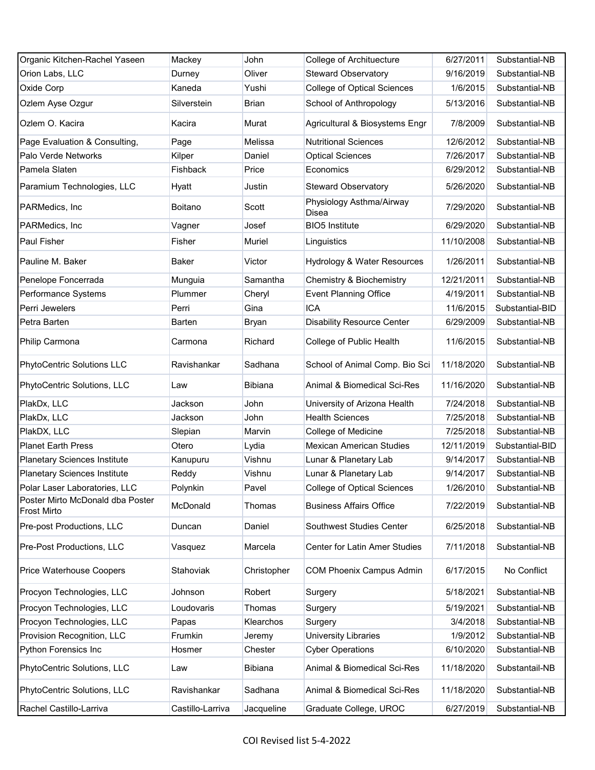| Organic Kitchen-Rachel Yaseen | Mackey | John | College of Archituecture | 6/27/2011 | Substantial-NB |
|---|---|---|---|---|---|
| Orion Labs, LLC | Durney | Oliver | Steward Observatory | 9/16/2019 | Substantial-NB |
| Oxide Corp | Kaneda | Yushi | College of Optical Sciences | 1/6/2015 | Substantial-NB |
| Ozlem Ayse Ozgur | Silverstein | Brian | School of Anthropology | 5/13/2016 | Substantial-NB |
| Ozlem O. Kacira | Kacira | Murat | Agricultural & Biosystems Engr | 7/8/2009 | Substantial-NB |
| Page Evaluation & Consulting, | Page | Melissa | Nutritional Sciences | 12/6/2012 | Substantial-NB |
| Palo Verde Networks | Kilper | Daniel | Optical Sciences | 7/26/2017 | Substantial-NB |
| Pamela Slaten | Fishback | Price | Economics | 6/29/2012 | Substantial-NB |
| Paramium Technologies, LLC | Hyatt | Justin | Steward Observatory | 5/26/2020 | Substantial-NB |
| PARMedics, Inc | Boitano | Scott | Physiology Asthma/Airway Disea | 7/29/2020 | Substantial-NB |
| PARMedics, Inc | Vagner | Josef | BIO5 Institute | 6/29/2020 | Substantial-NB |
| Paul Fisher | Fisher | Muriel | Linguistics | 11/10/2008 | Substantial-NB |
| Pauline M. Baker | Baker | Victor | Hydrology & Water Resources | 1/26/2011 | Substantial-NB |
| Penelope Foncerrada | Munguia | Samantha | Chemistry & Biochemistry | 12/21/2011 | Substantial-NB |
| Performance Systems | Plummer | Cheryl | Event Planning Office | 4/19/2011 | Substantial-NB |
| Perri Jewelers | Perri | Gina | ICA | 11/6/2015 | Substantial-BID |
| Petra Barten | Barten | Bryan | Disability Resource Center | 6/29/2009 | Substantial-NB |
| Philip Carmona | Carmona | Richard | College of Public Health | 11/6/2015 | Substantial-NB |
| PhytoCentric Solutions LLC | Ravishankar | Sadhana | School of Animal Comp. Bio Sci | 11/18/2020 | Substantial-NB |
| PhytoCentric Solutions, LLC | Law | Bibiana | Animal & Biomedical Sci-Res | 11/16/2020 | Substantial-NB |
| PlakDx, LLC | Jackson | John | University of Arizona Health | 7/24/2018 | Substantial-NB |
| PlakDx, LLC | Jackson | John | Health Sciences | 7/25/2018 | Substantial-NB |
| PlakDX, LLC | Slepian | Marvin | College of Medicine | 7/25/2018 | Substantial-NB |
| Planet Earth Press | Otero | Lydia | Mexican American Studies | 12/11/2019 | Substantial-BID |
| Planetary Sciences Institute | Kanupuru | Vishnu | Lunar & Planetary Lab | 9/14/2017 | Substantial-NB |
| Planetary Sciences Institute | Reddy | Vishnu | Lunar & Planetary Lab | 9/14/2017 | Substantial-NB |
| Polar Laser Laboratories, LLC | Polynkin | Pavel | College of Optical Sciences | 1/26/2010 | Substantial-NB |
| Poster Mirto McDonald dba Poster Frost Mirto | McDonald | Thomas | Business Affairs Office | 7/22/2019 | Substantial-NB |
| Pre-post Productions, LLC | Duncan | Daniel | Southwest Studies Center | 6/25/2018 | Substantial-NB |
| Pre-Post Productions, LLC | Vasquez | Marcela | Center for Latin Amer Studies | 7/11/2018 | Substantial-NB |
| Price Waterhouse Coopers | Stahoviak | Christopher | COM Phoenix Campus Admin | 6/17/2015 | No Conflict |
| Procyon Technologies, LLC | Johnson | Robert | Surgery | 5/18/2021 | Substantial-NB |
| Procyon Technologies, LLC | Loudovaris | Thomas | Surgery | 5/19/2021 | Substantial-NB |
| Procyon Technologies, LLC | Papas | Klearchos | Surgery | 3/4/2018 | Substantial-NB |
| Provision Recognition, LLC | Frumkin | Jeremy | University Libraries | 1/9/2012 | Substantial-NB |
| Python Forensics Inc | Hosmer | Chester | Cyber Operations | 6/10/2020 | Substantial-NB |
| PhytoCentric Solutions, LLC | Law | Bibiana | Animal & Biomedical Sci-Res | 11/18/2020 | Substantail-NB |
| PhytoCentric Solutions, LLC | Ravishankar | Sadhana | Animal & Biomedical Sci-Res | 11/18/2020 | Substantial-NB |
| Rachel Castillo-Larriva | Castillo-Larriva | Jacqueline | Graduate College, UROC | 6/27/2019 | Substantial-NB |

COI Revised list 5-4-2022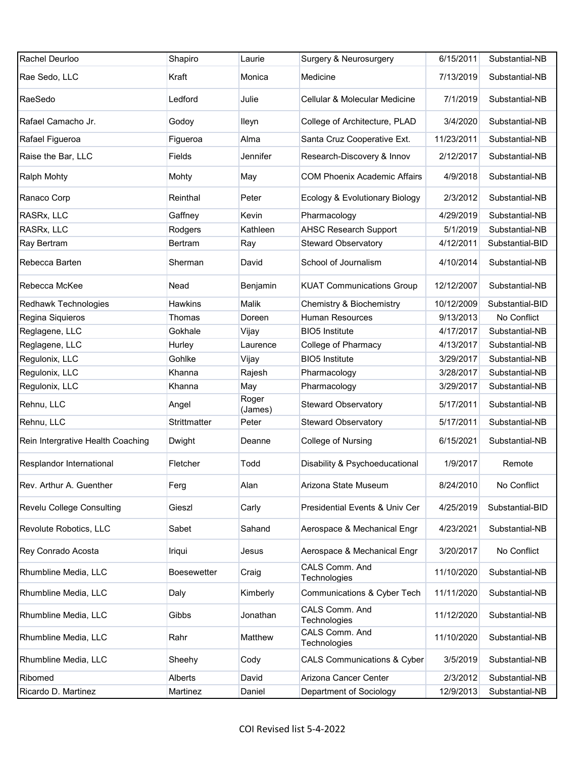| | | | | | |
|---|---|---|---|---|---|
| Rachel Deurloo | Shapiro | Laurie | Surgery & Neurosurgery | 6/15/2011 | Substantial-NB |
| Rae Sedo, LLC | Kraft | Monica | Medicine | 7/13/2019 | Substantial-NB |
| RaeSedo | Ledford | Julie | Cellular & Molecular Medicine | 7/1/2019 | Substantial-NB |
| Rafael Camacho Jr. | Godoy | Ileyn | College of Architecture, PLAD | 3/4/2020 | Substantial-NB |
| Rafael Figueroa | Figueroa | Alma | Santa Cruz Cooperative Ext. | 11/23/2011 | Substantial-NB |
| Raise the Bar, LLC | Fields | Jennifer | Research-Discovery & Innov | 2/12/2017 | Substantial-NB |
| Ralph Mohty | Mohty | May | COM Phoenix Academic Affairs | 4/9/2018 | Substantial-NB |
| Ranaco Corp | Reinthal | Peter | Ecology & Evolutionary Biology | 2/3/2012 | Substantial-NB |
| RASRx, LLC | Gaffney | Kevin | Pharmacology | 4/29/2019 | Substantial-NB |
| RASRx, LLC | Rodgers | Kathleen | AHSC Research Support | 5/1/2019 | Substantial-NB |
| Ray Bertram | Bertram | Ray | Steward Observatory | 4/12/2011 | Substantial-BID |
| Rebecca Barten | Sherman | David | School of Journalism | 4/10/2014 | Substantial-NB |
| Rebecca McKee | Nead | Benjamin | KUAT Communications Group | 12/12/2007 | Substantial-NB |
| Redhawk Technologies | Hawkins | Malik | Chemistry & Biochemistry | 10/12/2009 | Substantial-BID |
| Regina Siquieros | Thomas | Doreen | Human Resources | 9/13/2013 | No Conflict |
| Reglagene, LLC | Gokhale | Vijay | BIO5 Institute | 4/17/2017 | Substantial-NB |
| Reglagene, LLC | Hurley | Laurence | College of Pharmacy | 4/13/2017 | Substantial-NB |
| Regulonix, LLC | Gohlke | Vijay | BIO5 Institute | 3/29/2017 | Substantial-NB |
| Regulonix, LLC | Khanna | Rajesh | Pharmacology | 3/28/2017 | Substantial-NB |
| Regulonix, LLC | Khanna | May | Pharmacology | 3/29/2017 | Substantial-NB |
| Rehnu, LLC | Angel | Roger (James) | Steward Observatory | 5/17/2011 | Substantial-NB |
| Rehnu, LLC | Strittmatter | Peter | Steward Observatory | 5/17/2011 | Substantial-NB |
| Rein Intergrative Health Coaching | Dwight | Deanne | College of Nursing | 6/15/2021 | Substantial-NB |
| Resplandor International | Fletcher | Todd | Disability & Psychoeducational | 1/9/2017 | Remote |
| Rev. Arthur A. Guenther | Ferg | Alan | Arizona State Museum | 8/24/2010 | No Conflict |
| Revelu College Consulting | Gieszl | Carly | Presidential Events & Univ Cer | 4/25/2019 | Substantial-BID |
| Revolute Robotics, LLC | Sabet | Sahand | Aerospace & Mechanical Engr | 4/23/2021 | Substantial-NB |
| Rey Conrado Acosta | Iriqui | Jesus | Aerospace & Mechanical Engr | 3/20/2017 | No Conflict |
| Rhumbline Media, LLC | Boesewetter | Craig | CALS Comm. And Technologies | 11/10/2020 | Substantial-NB |
| Rhumbline Media, LLC | Daly | Kimberly | Communications & Cyber Tech | 11/11/2020 | Substantial-NB |
| Rhumbline Media, LLC | Gibbs | Jonathan | CALS Comm. And Technologies | 11/12/2020 | Substantial-NB |
| Rhumbline Media, LLC | Rahr | Matthew | CALS Comm. And Technologies | 11/10/2020 | Substantial-NB |
| Rhumbline Media, LLC | Sheehy | Cody | CALS Communications & Cyber | 3/5/2019 | Substantial-NB |
| Ribomed | Alberts | David | Arizona Cancer Center | 2/3/2012 | Substantial-NB |
| Ricardo D. Martinez | Martinez | Daniel | Department of Sociology | 12/9/2013 | Substantial-NB |

COI Revised list 5-4-2022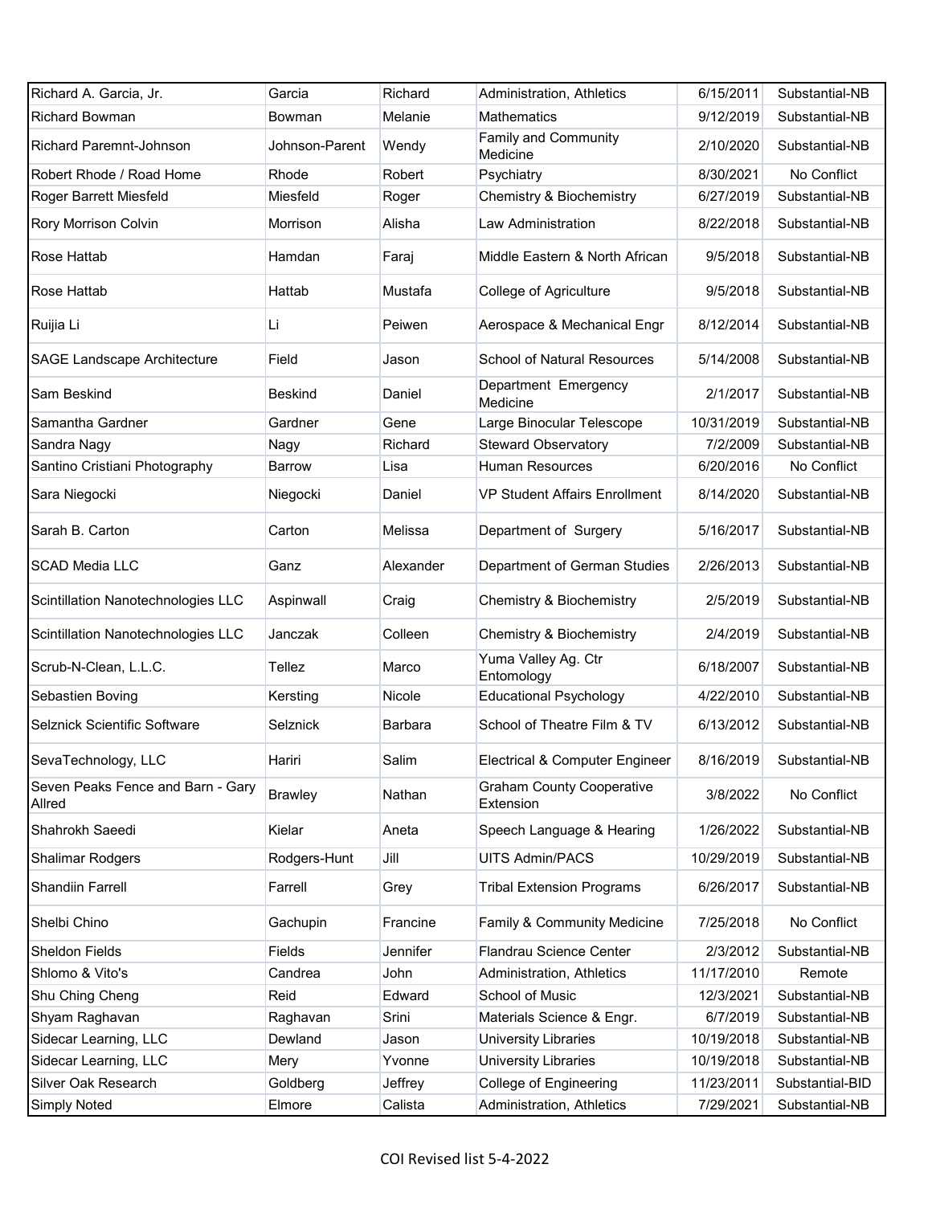| Richard A. Garcia, Jr. | Garcia | Richard | Administration, Athletics | 6/15/2011 | Substantial-NB |
|---|---|---|---|---|---|
| Richard Bowman | Bowman | Melanie | Mathematics | 9/12/2019 | Substantial-NB |
| Richard Paremnt-Johnson | Johnson-Parent | Wendy | Family and Community Medicine | 2/10/2020 | Substantial-NB |
| Robert Rhode / Road Home | Rhode | Robert | Psychiatry | 8/30/2021 | No Conflict |
| Roger Barrett Miesfeld | Miesfeld | Roger | Chemistry & Biochemistry | 6/27/2019 | Substantial-NB |
| Rory Morrison Colvin | Morrison | Alisha | Law Administration | 8/22/2018 | Substantial-NB |
| Rose Hattab | Hamdan | Faraj | Middle Eastern & North African | 9/5/2018 | Substantial-NB |
| Rose Hattab | Hattab | Mustafa | College of Agriculture | 9/5/2018 | Substantial-NB |
| Ruijia Li | Li | Peiwen | Aerospace & Mechanical Engr | 8/12/2014 | Substantial-NB |
| SAGE Landscape Architecture | Field | Jason | School of Natural Resources | 5/14/2008 | Substantial-NB |
| Sam Beskind | Beskind | Daniel | Department Emergency Medicine | 2/1/2017 | Substantial-NB |
| Samantha Gardner | Gardner | Gene | Large Binocular Telescope | 10/31/2019 | Substantial-NB |
| Sandra Nagy | Nagy | Richard | Steward Observatory | 7/2/2009 | Substantial-NB |
| Santino Cristiani Photography | Barrow | Lisa | Human Resources | 6/20/2016 | No Conflict |
| Sara Niegocki | Niegocki | Daniel | VP Student Affairs Enrollment | 8/14/2020 | Substantial-NB |
| Sarah B. Carton | Carton | Melissa | Department of Surgery | 5/16/2017 | Substantial-NB |
| SCAD Media LLC | Ganz | Alexander | Department of German Studies | 2/26/2013 | Substantial-NB |
| Scintillation Nanotechnologies LLC | Aspinwall | Craig | Chemistry & Biochemistry | 2/5/2019 | Substantial-NB |
| Scintillation Nanotechnologies LLC | Janczak | Colleen | Chemistry & Biochemistry | 2/4/2019 | Substantial-NB |
| Scrub-N-Clean, L.L.C. | Tellez | Marco | Yuma Valley Ag. Ctr Entomology | 6/18/2007 | Substantial-NB |
| Sebastien Boving | Kersting | Nicole | Educational Psychology | 4/22/2010 | Substantial-NB |
| Selznick Scientific Software | Selznick | Barbara | School of Theatre Film & TV | 6/13/2012 | Substantial-NB |
| SevaTechnology, LLC | Hariri | Salim | Electrical & Computer Engineer | 8/16/2019 | Substantial-NB |
| Seven Peaks Fence and Barn - Gary Allred | Brawley | Nathan | Graham County Cooperative Extension | 3/8/2022 | No Conflict |
| Shahrokh Saeedi | Kielar | Aneta | Speech Language & Hearing | 1/26/2022 | Substantial-NB |
| Shalimar Rodgers | Rodgers-Hunt | Jill | UITS Admin/PACS | 10/29/2019 | Substantial-NB |
| Shandiin Farrell | Farrell | Grey | Tribal Extension Programs | 6/26/2017 | Substantial-NB |
| Shelbi Chino | Gachupin | Francine | Family & Community Medicine | 7/25/2018 | No Conflict |
| Sheldon Fields | Fields | Jennifer | Flandrau Science Center | 2/3/2012 | Substantial-NB |
| Shlomo & Vito's | Candrea | John | Administration, Athletics | 11/17/2010 | Remote |
| Shu Ching Cheng | Reid | Edward | School of Music | 12/3/2021 | Substantial-NB |
| Shyam Raghavan | Raghavan | Srini | Materials Science & Engr. | 6/7/2019 | Substantial-NB |
| Sidecar Learning, LLC | Dewland | Jason | University Libraries | 10/19/2018 | Substantial-NB |
| Sidecar Learning, LLC | Mery | Yvonne | University Libraries | 10/19/2018 | Substantial-NB |
| Silver Oak Research | Goldberg | Jeffrey | College of Engineering | 11/23/2011 | Substantial-BID |
| Simply Noted | Elmore | Calista | Administration, Athletics | 7/29/2021 | Substantial-NB |

COI Revised list 5-4-2022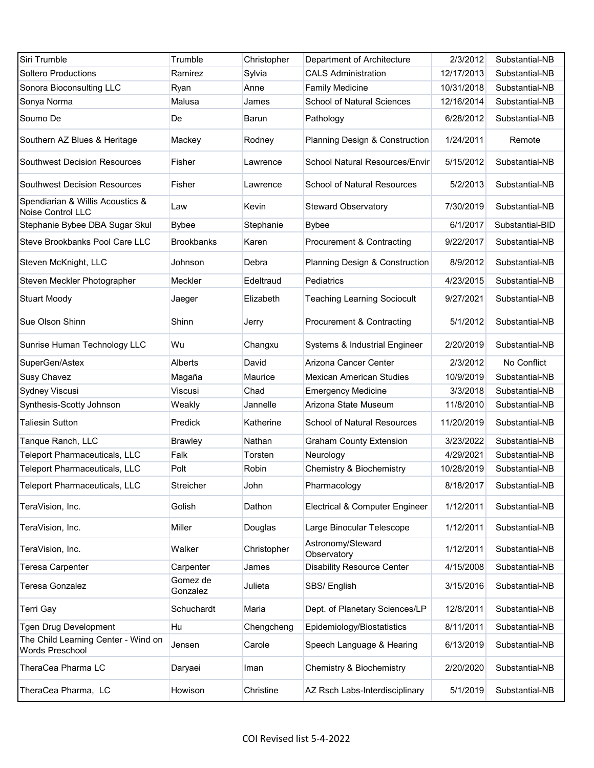| Siri Trumble | Trumble | Christopher | Department of Architecture | 2/3/2012 | Substantial-NB |
|---|---|---|---|---|---|
| Soltero Productions | Ramirez | Sylvia | CALS Administration | 12/17/2013 | Substantial-NB |
| Sonora Bioconsulting LLC | Ryan | Anne | Family Medicine | 10/31/2018 | Substantial-NB |
| Sonya Norma | Malusa | James | School of Natural Sciences | 12/16/2014 | Substantial-NB |
| Soumo De | De | Barun | Pathology | 6/28/2012 | Substantial-NB |
| Southern AZ Blues & Heritage | Mackey | Rodney | Planning Design & Construction | 1/24/2011 | Remote |
| Southwest Decision Resources | Fisher | Lawrence | School Natural Resources/Envir | 5/15/2012 | Substantial-NB |
| Southwest Decision Resources | Fisher | Lawrence | School of Natural Resources | 5/2/2013 | Substantial-NB |
| Spendiarian & Willis Acoustics & Noise Control LLC | Law | Kevin | Steward Observatory | 7/30/2019 | Substantial-NB |
| Stephanie Bybee DBA Sugar Skul | Bybee | Stephanie | Bybee | 6/1/2017 | Substantial-BID |
| Steve Brookbanks Pool Care LLC | Brookbanks | Karen | Procurement & Contracting | 9/22/2017 | Substantial-NB |
| Steven McKnight, LLC | Johnson | Debra | Planning Design & Construction | 8/9/2012 | Substantial-NB |
| Steven Meckler Photographer | Meckler | Edeltraud | Pediatrics | 4/23/2015 | Substantial-NB |
| Stuart Moody | Jaeger | Elizabeth | Teaching Learning Sociocult | 9/27/2021 | Substantial-NB |
| Sue Olson Shinn | Shinn | Jerry | Procurement & Contracting | 5/1/2012 | Substantial-NB |
| Sunrise Human Technology LLC | Wu | Changxu | Systems & Industrial Engineer | 2/20/2019 | Substantial-NB |
| SuperGen/Astex | Alberts | David | Arizona Cancer Center | 2/3/2012 | No Conflict |
| Susy Chavez | Magaña | Maurice | Mexican American Studies | 10/9/2019 | Substantial-NB |
| Sydney Viscusi | Viscusi | Chad | Emergency Medicine | 3/3/2018 | Substantial-NB |
| Synthesis-Scotty Johnson | Weakly | Jannelle | Arizona State Museum | 11/8/2010 | Substantial-NB |
| Taliesin Sutton | Predick | Katherine | School of Natural Resources | 11/20/2019 | Substantial-NB |
| Tanque Ranch, LLC | Brawley | Nathan | Graham County Extension | 3/23/2022 | Substantial-NB |
| Teleport Pharmaceuticals, LLC | Falk | Torsten | Neurology | 4/29/2021 | Substantial-NB |
| Teleport Pharmaceuticals, LLC | Polt | Robin | Chemistry & Biochemistry | 10/28/2019 | Substantial-NB |
| Teleport Pharmaceuticals, LLC | Streicher | John | Pharmacology | 8/18/2017 | Substantial-NB |
| TeraVision, Inc. | Golish | Dathon | Electrical & Computer Engineer | 1/12/2011 | Substantial-NB |
| TeraVision, Inc. | Miller | Douglas | Large Binocular Telescope | 1/12/2011 | Substantial-NB |
| TeraVision, Inc. | Walker | Christopher | Astronomy/Steward Observatory | 1/12/2011 | Substantial-NB |
| Teresa Carpenter | Carpenter | James | Disability Resource Center | 4/15/2008 | Substantial-NB |
| Teresa Gonzalez | Gomez de Gonzalez | Julieta | SBS/ English | 3/15/2016 | Substantial-NB |
| Terri Gay | Schuchardt | Maria | Dept. of Planetary Sciences/LP | 12/8/2011 | Substantial-NB |
| Tgen Drug Development | Hu | Chengcheng | Epidemiology/Biostatistics | 8/11/2011 | Substantial-NB |
| The Child Learning Center - Wind on Words Preschool | Jensen | Carole | Speech Language & Hearing | 6/13/2019 | Substantial-NB |
| TheraCea Pharma LC | Daryaei | Iman | Chemistry & Biochemistry | 2/20/2020 | Substantial-NB |
| TheraCea Pharma, LC | Howison | Christine | AZ Rsch Labs-Interdisciplinary | 5/1/2019 | Substantial-NB |

COI Revised list 5-4-2022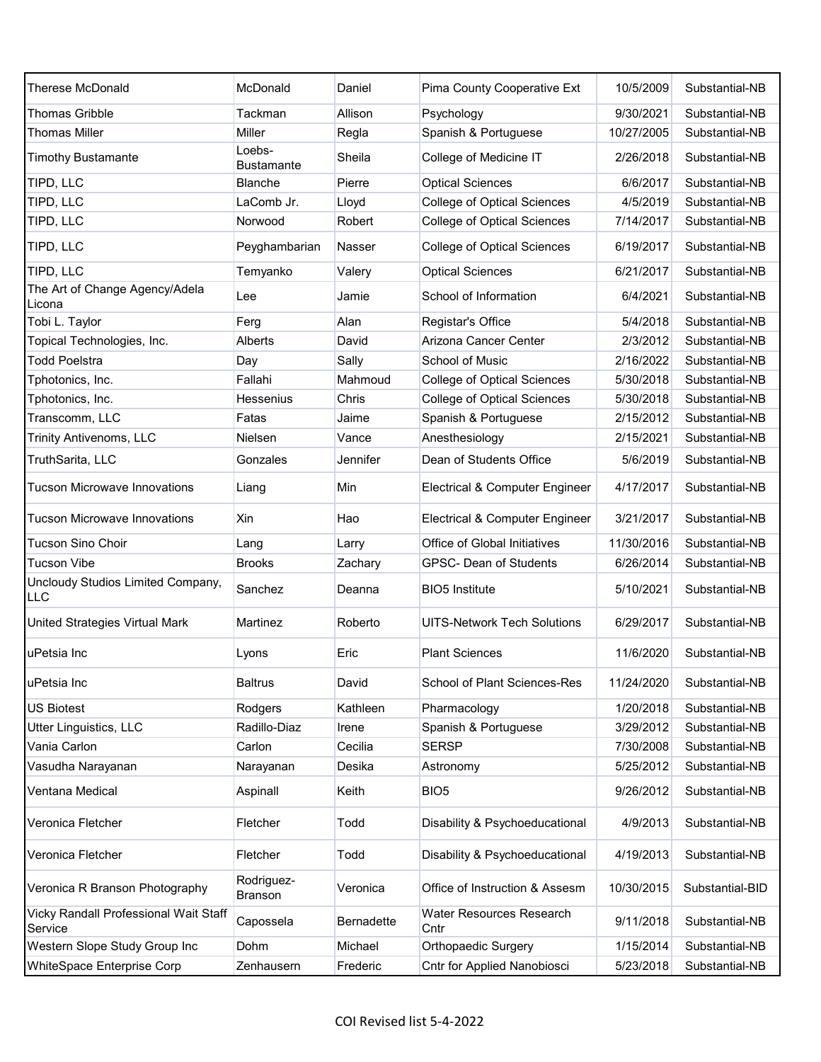| Therese McDonald | McDonald | Daniel | Pima County Cooperative Ext | 10/5/2009 | Substantial-NB |
|---|---|---|---|---|---|
| Thomas Gribble | Tackman | Allison | Psychology | 9/30/2021 | Substantial-NB |
| Thomas Miller | Miller | Regla | Spanish & Portuguese | 10/27/2005 | Substantial-NB |
| Timothy Bustamante | Loebs-Bustamante | Sheila | College of Medicine IT | 2/26/2018 | Substantial-NB |
| TIPD, LLC | Blanche | Pierre | Optical Sciences | 6/6/2017 | Substantial-NB |
| TIPD, LLC | LaComb Jr. | Lloyd | College of Optical Sciences | 4/5/2019 | Substantial-NB |
| TIPD, LLC | Norwood | Robert | College of Optical Sciences | 7/14/2017 | Substantial-NB |
| TIPD, LLC | Peyghambarian | Nasser | College of Optical Sciences | 6/19/2017 | Substantial-NB |
| TIPD, LLC | Temyanko | Valery | Optical Sciences | 6/21/2017 | Substantial-NB |
| The Art of Change Agency/Adela Licona | Lee | Jamie | School of Information | 6/4/2021 | Substantial-NB |
| Tobi L. Taylor | Ferg | Alan | Registar's Office | 5/4/2018 | Substantial-NB |
| Topical Technologies, Inc. | Alberts | David | Arizona Cancer Center | 2/3/2012 | Substantial-NB |
| Todd Poelstra | Day | Sally | School of Music | 2/16/2022 | Substantial-NB |
| Tphotonics, Inc. | Fallahi | Mahmoud | College of Optical Sciences | 5/30/2018 | Substantial-NB |
| Tphotonics, Inc. | Hessenius | Chris | College of Optical Sciences | 5/30/2018 | Substantial-NB |
| Transcomm, LLC | Fatas | Jaime | Spanish & Portuguese | 2/15/2012 | Substantial-NB |
| Trinity Antivenoms, LLC | Nielsen | Vance | Anesthesiology | 2/15/2021 | Substantial-NB |
| TruthSarita, LLC | Gonzales | Jennifer | Dean of Students Office | 5/6/2019 | Substantial-NB |
| Tucson Microwave Innovations | Liang | Min | Electrical & Computer Engineer | 4/17/2017 | Substantial-NB |
| Tucson Microwave Innovations | Xin | Hao | Electrical & Computer Engineer | 3/21/2017 | Substantial-NB |
| Tucson Sino Choir | Lang | Larry | Office of Global Initiatives | 11/30/2016 | Substantial-NB |
| Tucson Vibe | Brooks | Zachary | GPSC- Dean of Students | 6/26/2014 | Substantial-NB |
| Uncloudy Studios Limited Company, LLC | Sanchez | Deanna | BIO5 Institute | 5/10/2021 | Substantial-NB |
| United Strategies Virtual Mark | Martinez | Roberto | UITS-Network Tech Solutions | 6/29/2017 | Substantial-NB |
| uPetsia Inc | Lyons | Eric | Plant Sciences | 11/6/2020 | Substantial-NB |
| uPetsia Inc | Baltrus | David | School of Plant Sciences-Res | 11/24/2020 | Substantial-NB |
| US Biotest | Rodgers | Kathleen | Pharmacology | 1/20/2018 | Substantial-NB |
| Utter Linguistics, LLC | Radillo-Diaz | Irene | Spanish & Portuguese | 3/29/2012 | Substantial-NB |
| Vania Carlon | Carlon | Cecilia | SERSP | 7/30/2008 | Substantial-NB |
| Vasudha Narayanan | Narayanan | Desika | Astronomy | 5/25/2012 | Substantial-NB |
| Ventana Medical | Aspinall | Keith | BIO5 | 9/26/2012 | Substantial-NB |
| Veronica Fletcher | Fletcher | Todd | Disability & Psychoeducational | 4/9/2013 | Substantial-NB |
| Veronica Fletcher | Fletcher | Todd | Disability & Psychoeducational | 4/19/2013 | Substantial-NB |
| Veronica R Branson Photography | Rodriguez-Branson | Veronica | Office of Instruction & Assesm | 10/30/2015 | Substantial-BID |
| Vicky Randall Professional Wait Staff Service | Capossela | Bernadette | Water Resources Research Cntr | 9/11/2018 | Substantial-NB |
| Western Slope Study Group Inc | Dohm | Michael | Orthopaedic Surgery | 1/15/2014 | Substantial-NB |
| WhiteSpace Enterprise Corp | Zenhausern | Frederic | Cntr for Applied Nanobiosci | 5/23/2018 | Substantial-NB |

COI Revised list 5-4-2022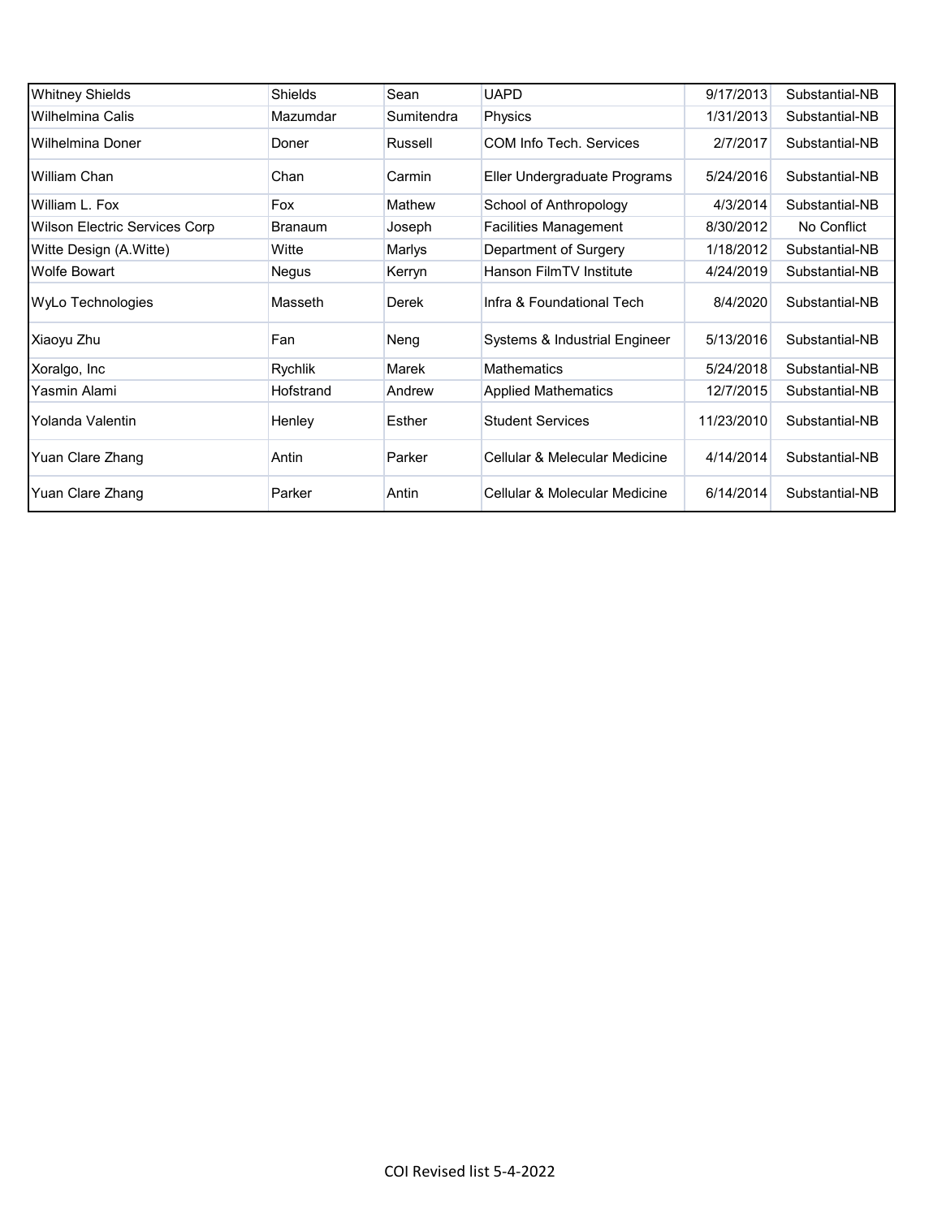| | | | | | |
|---|---|---|---|---|---|
| Whitney Shields | Shields | Sean | UAPD | 9/17/2013 | Substantial-NB |
| Wilhelmina Calis | Mazumdar | Sumitendra | Physics | 1/31/2013 | Substantial-NB |
| Wilhelmina Doner | Doner | Russell | COM Info Tech. Services | 2/7/2017 | Substantial-NB |
| William Chan | Chan | Carmin | Eller Undergraduate Programs | 5/24/2016 | Substantial-NB |
| William L. Fox | Fox | Mathew | School of Anthropology | 4/3/2014 | Substantial-NB |
| Wilson Electric Services Corp | Branaum | Joseph | Facilities Management | 8/30/2012 | No Conflict |
| Witte Design (A.Witte) | Witte | Marlys | Department of Surgery | 1/18/2012 | Substantial-NB |
| Wolfe Bowart | Negus | Kerryn | Hanson FilmTV Institute | 4/24/2019 | Substantial-NB |
| WyLo Technologies | Masseth | Derek | Infra & Foundational Tech | 8/4/2020 | Substantial-NB |
| Xiaoyu Zhu | Fan | Neng | Systems & Industrial Engineer | 5/13/2016 | Substantial-NB |
| Xoralgo, Inc | Rychlik | Marek | Mathematics | 5/24/2018 | Substantial-NB |
| Yasmin Alami | Hofstrand | Andrew | Applied Mathematics | 12/7/2015 | Substantial-NB |
| Yolanda Valentin | Henley | Esther | Student Services | 11/23/2010 | Substantial-NB |
| Yuan Clare Zhang | Antin | Parker | Cellular & Melecular Medicine | 4/14/2014 | Substantial-NB |
| Yuan Clare Zhang | Parker | Antin | Cellular & Molecular Medicine | 6/14/2014 | Substantial-NB |

COI Revised list 5-4-2022